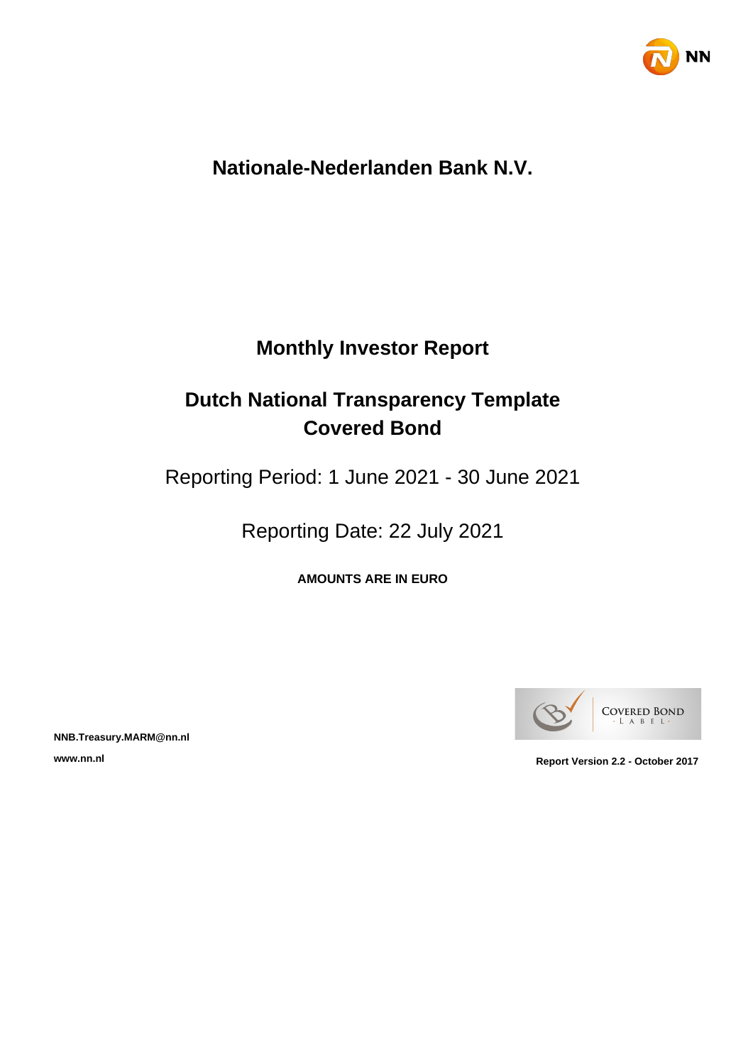# Nationale-Nederlanden Bank N.V.

## Monthly Investor Report

## Dutch National Transparency Template
## Covered Bond

Reporting Period: 1 June 2021 - 30 June 2021

Reporting Date: 22 July 2021

**AMOUNTS ARE IN EURO**

**NNB.Treasury.MARM@nn.nl**

**www.nn.nl**

**Report Version 2.2 - October 2017**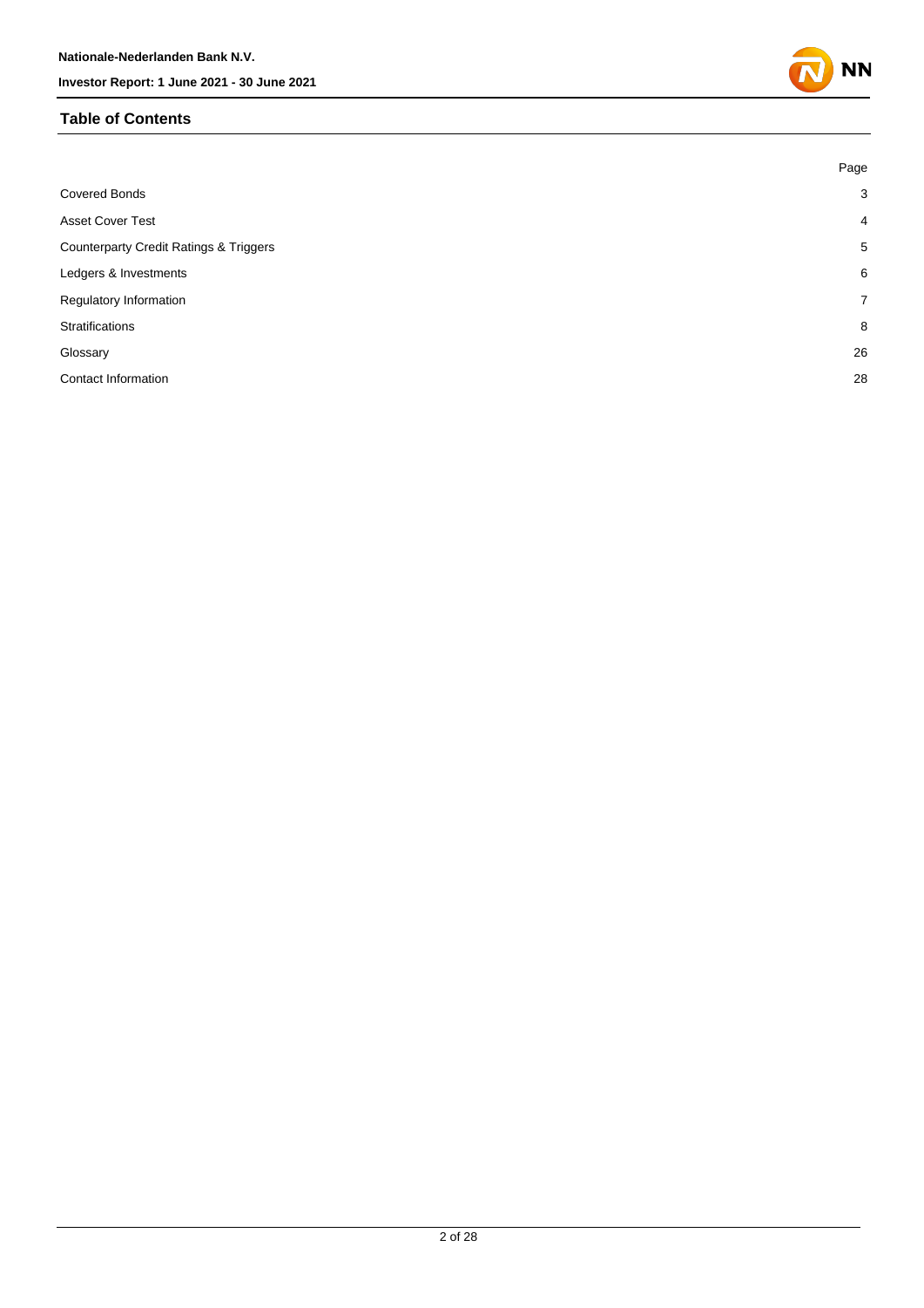## Table of Contents

| | Page |
|---|---|
| Covered Bonds | 3 |
| Asset Cover Test | 4 |
| Counterparty Credit Ratings & Triggers | 5 |
| Ledgers & Investments | 6 |
| Regulatory Information | 7 |
| Stratifications | 8 |
| Glossary | 26 |
| Contact Information | 28 |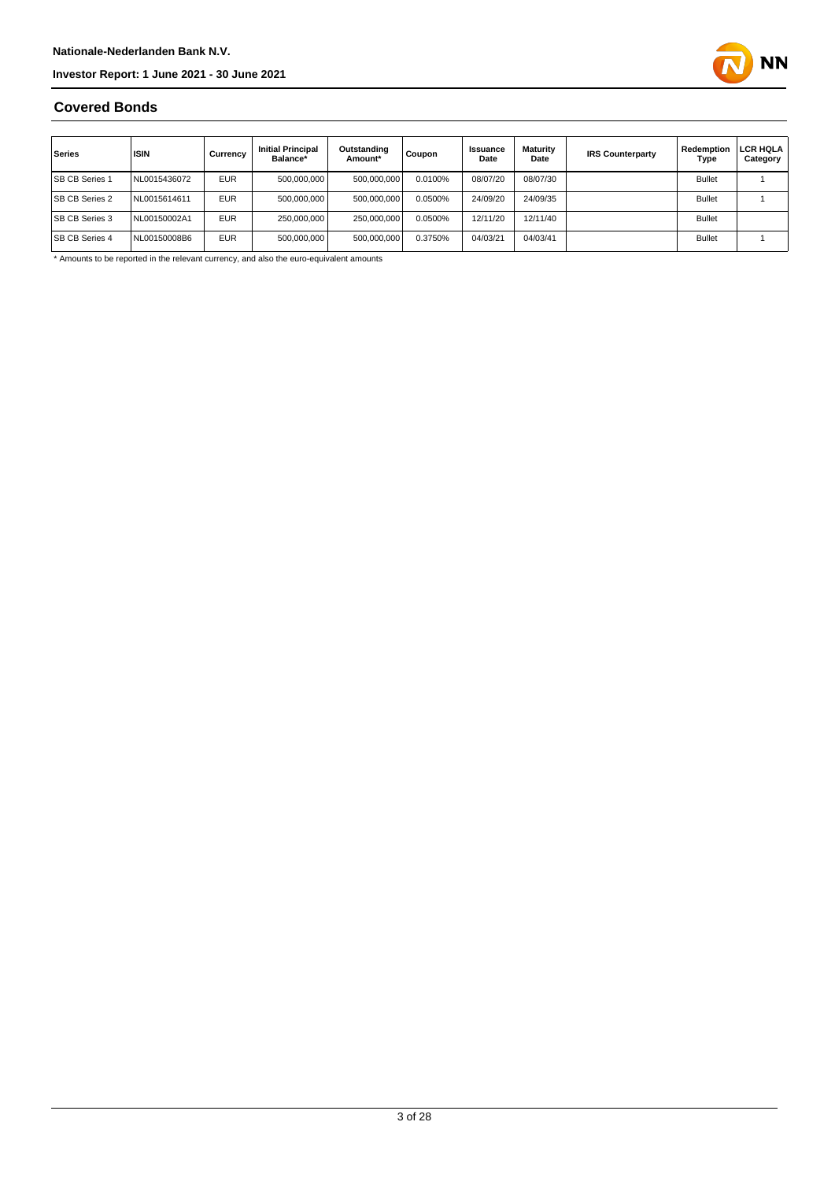## Covered Bonds

| Series | ISIN | Currency | Initial Principal Balance* | Outstanding Amount* | Coupon | Issuance Date | Maturity Date | IRS Counterparty | Redemption Type | LCR HQLA Category |
|---|---|---|---|---|---|---|---|---|---|---|
| SB CB Series 1 | NL0015436072 | EUR | 500,000,000 | 500,000,000 | 0.0100% | 08/07/20 | 08/07/30 | | Bullet | 1 |
| SB CB Series 2 | NL0015614611 | EUR | 500,000,000 | 500,000,000 | 0.0500% | 24/09/20 | 24/09/35 | | Bullet | 1 |
| SB CB Series 3 | NL00150002A1 | EUR | 250,000,000 | 250,000,000 | 0.0500% | 12/11/20 | 12/11/40 | | Bullet | |
| SB CB Series 4 | NL00150008B6 | EUR | 500,000,000 | 500,000,000 | 0.3750% | 04/03/21 | 04/03/41 | | Bullet | 1 |

* Amounts to be reported in the relevant currency, and also the euro-equivalent amounts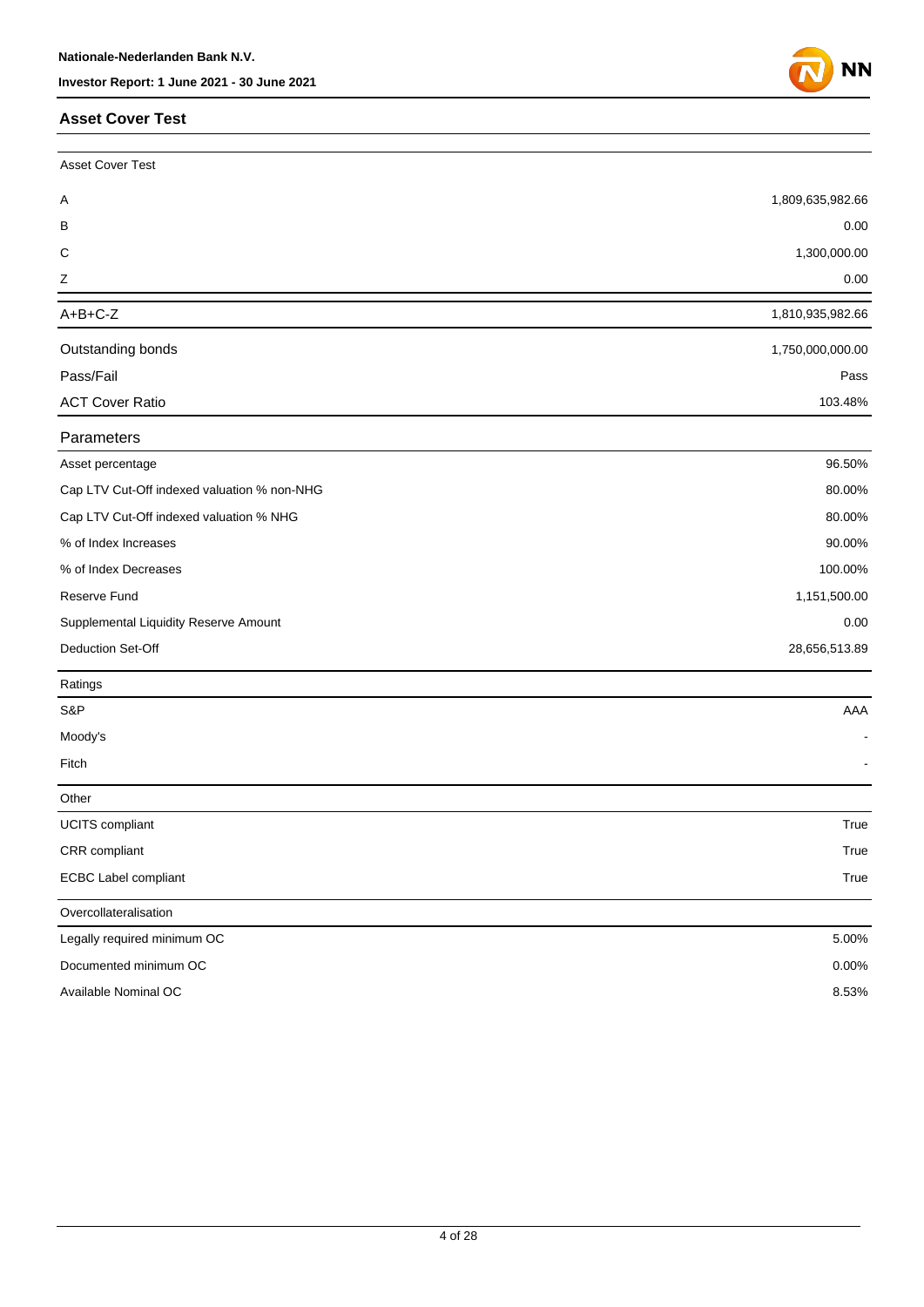## Asset Cover Test

| Asset Cover Test | |
|---|---|
| A | 1,809,635,982.66 |
| B | 0.00 |
| C | 1,300,000.00 |
| Z | 0.00 |
| A+B+C-Z | 1,810,935,982.66 |
| Outstanding bonds | 1,750,000,000.00 |
| Pass/Fail | Pass |
| ACT Cover Ratio | 103.48% |

| Parameters | |
|---|---|
| Asset percentage | 96.50% |
| Cap LTV Cut-Off indexed valuation % non-NHG | 80.00% |
| Cap LTV Cut-Off indexed valuation % NHG | 80.00% |
| % of Index Increases | 90.00% |
| % of Index Decreases | 100.00% |
| Reserve Fund | 1,151,500.00 |
| Supplemental Liquidity Reserve Amount | 0.00 |
| Deduction Set-Off | 28,656,513.89 |

| Ratings | |
|---|---|
| S&P | AAA |
| Moody's | - |
| Fitch | - |

| Other | |
|---|---|
| UCITS compliant | True |
| CRR compliant | True |
| ECBC Label compliant | True |

| Overcollateralisation | |
|---|---|
| Legally required minimum OC | 5.00% |
| Documented minimum OC | 0.00% |
| Available Nominal OC | 8.53% |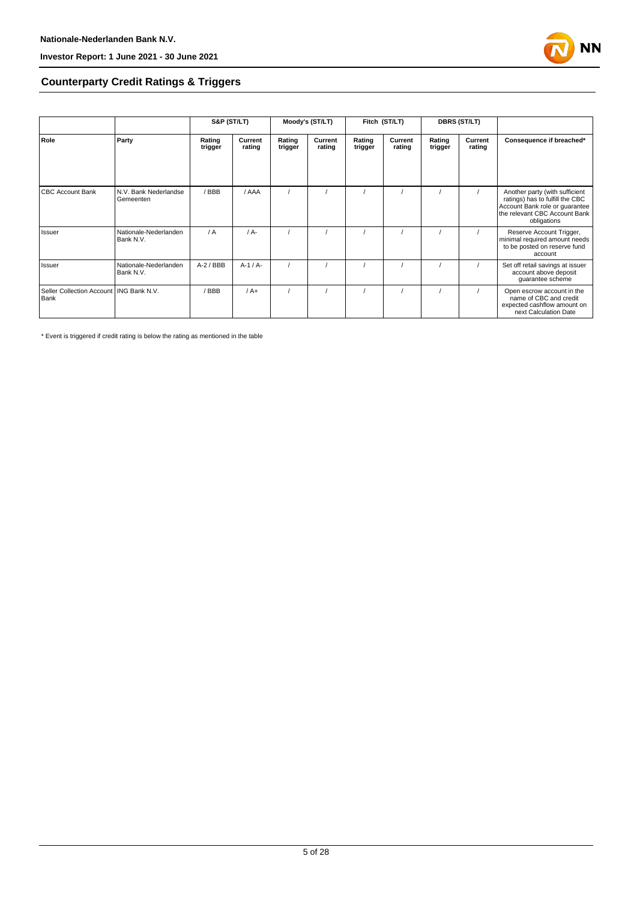## Counterparty Credit Ratings & Triggers

| | | S&P (ST/LT) | | Moody's (ST/LT) | | Fitch (ST/LT) | | DBRS (ST/LT) | | |
|---|---|---|---|---|---|---|---|---|---|---|
| **Role** | **Party** | **Rating trigger** | **Current rating** | **Rating trigger** | **Current rating** | **Rating trigger** | **Current rating** | **Rating trigger** | **Current rating** | **Consequence if breached*** |
| CBC Account Bank | N.V. Bank Nederlandse Gemeenten | / BBB | / AAA | / | / | / | / | / | / | Another party (with sufficient ratings) has to fulfill the CBC Account Bank role or guarantee the relevant CBC Account Bank obligations |
| Issuer | Nationale-Nederlanden Bank N.V. | / A | / A- | / | / | / | / | / | / | Reserve Account Trigger, minimal required amount needs to be posted on reserve fund account |
| Issuer | Nationale-Nederlanden Bank N.V. | A-2 / BBB | A-1 / A- | / | / | / | / | / | / | Set off retail savings at issuer account above deposit guarantee scheme |
| Seller Collection Account Bank | ING Bank N.V. | / BBB | / A+ | / | / | / | / | / | / | Open escrow account in the name of CBC and credit expected cashflow amount on next Calculation Date |

* Event is triggered if credit rating is below the rating as mentioned in the table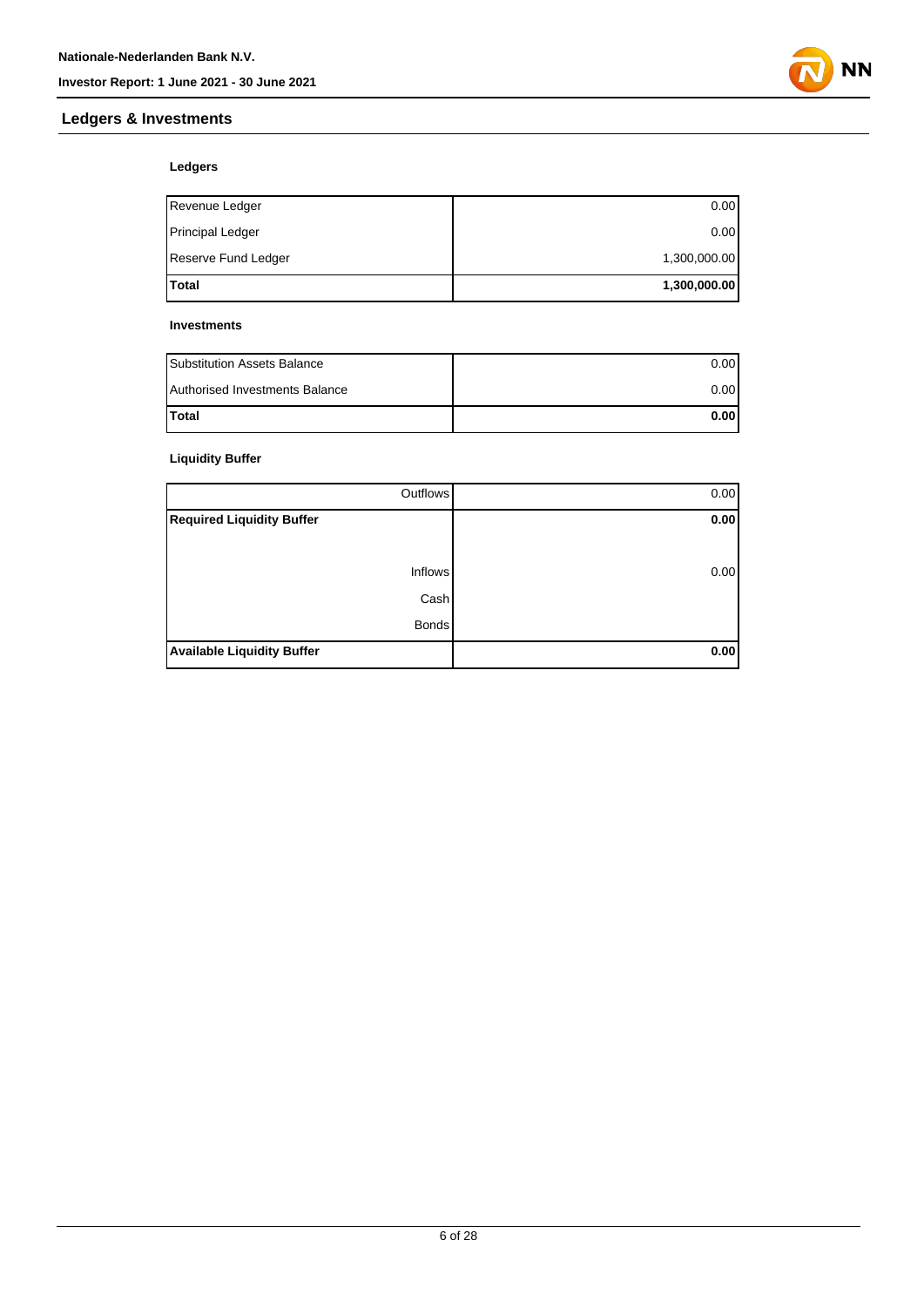## Ledgers & Investments

### Ledgers

| | |
|---|---|
| Revenue Ledger | 0.00 |
| Principal Ledger | 0.00 |
| Reserve Fund Ledger | 1,300,000.00 |
| **Total** | **1,300,000.00** |

### Investments

| | |
|---|---|
| Substitution Assets Balance | 0.00 |
| Authorised Investments Balance | 0.00 |
| **Total** | **0.00** |

### Liquidity Buffer

| | |
|---|---|
| Outflows | 0.00 |
| **Required Liquidity Buffer** | **0.00** |
| | |
| Inflows | 0.00 |
| Cash | |
| Bonds | |
| **Available Liquidity Buffer** | **0.00** |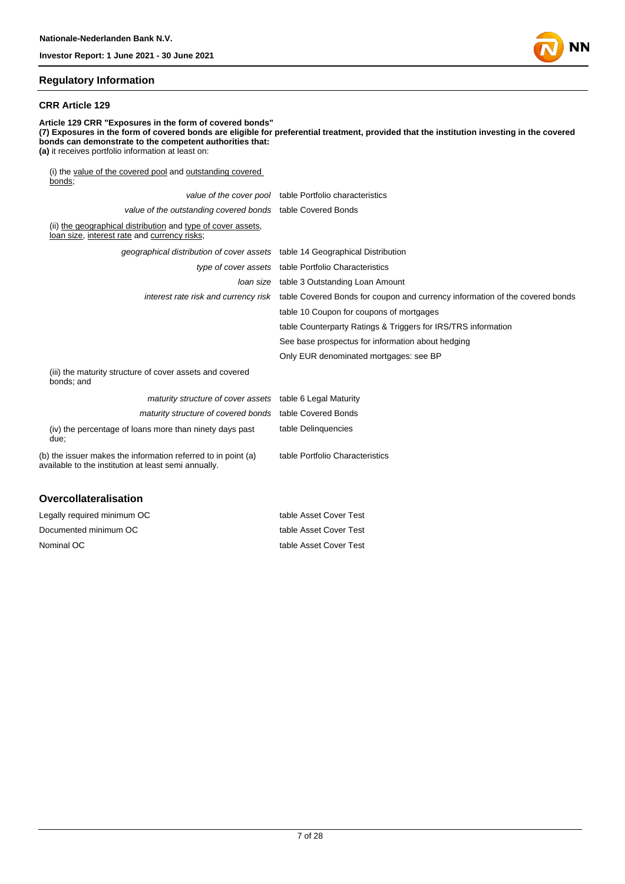## Regulatory Information

### CRR Article 129

**Article 129 CRR "Exposures in the form of covered bonds"**
**(7) Exposures in the form of covered bonds are eligible for preferential treatment, provided that the institution investing in the covered bonds can demonstrate to the competent authorities that:**
**(a)** it receives portfolio information at least on:

(i) the value of the covered pool and outstanding covered bonds;

| | |
|---|---|
| *value of the cover pool* | table Portfolio characteristics |
| *value of the outstanding covered bonds* | table Covered Bonds |

(ii) the geographical distribution and type of cover assets, loan size, interest rate and currency risks;

| | |
|---|---|
| *geographical distribution of cover assets* | table 14 Geographical Distribution |
| *type of cover assets* | table Portfolio Characteristics |
| *loan size* | table 3 Outstanding Loan Amount |
| *interest rate risk and currency risk* | table Covered Bonds for coupon and currency information of the covered bonds |
| | table 10 Coupon for coupons of mortgages |
| | table Counterparty Ratings & Triggers for IRS/TRS information |
| | See base prospectus for information about hedging |
| | Only EUR denominated mortgages: see BP |

(iii) the maturity structure of cover assets and covered bonds; and

| | |
|---|---|
| *maturity structure of cover assets* | table 6 Legal Maturity |
| *maturity structure of covered bonds* | table Covered Bonds |
| (iv) the percentage of loans more than ninety days past due; | table Delinquencies |
| (b) the issuer makes the information referred to in point (a) available to the institution at least semi annually. | table Portfolio Characteristics |

## Overcollateralisation

| | |
|---|---|
| Legally required minimum OC | table Asset Cover Test |
| Documented minimum OC | table Asset Cover Test |
| Nominal OC | table Asset Cover Test |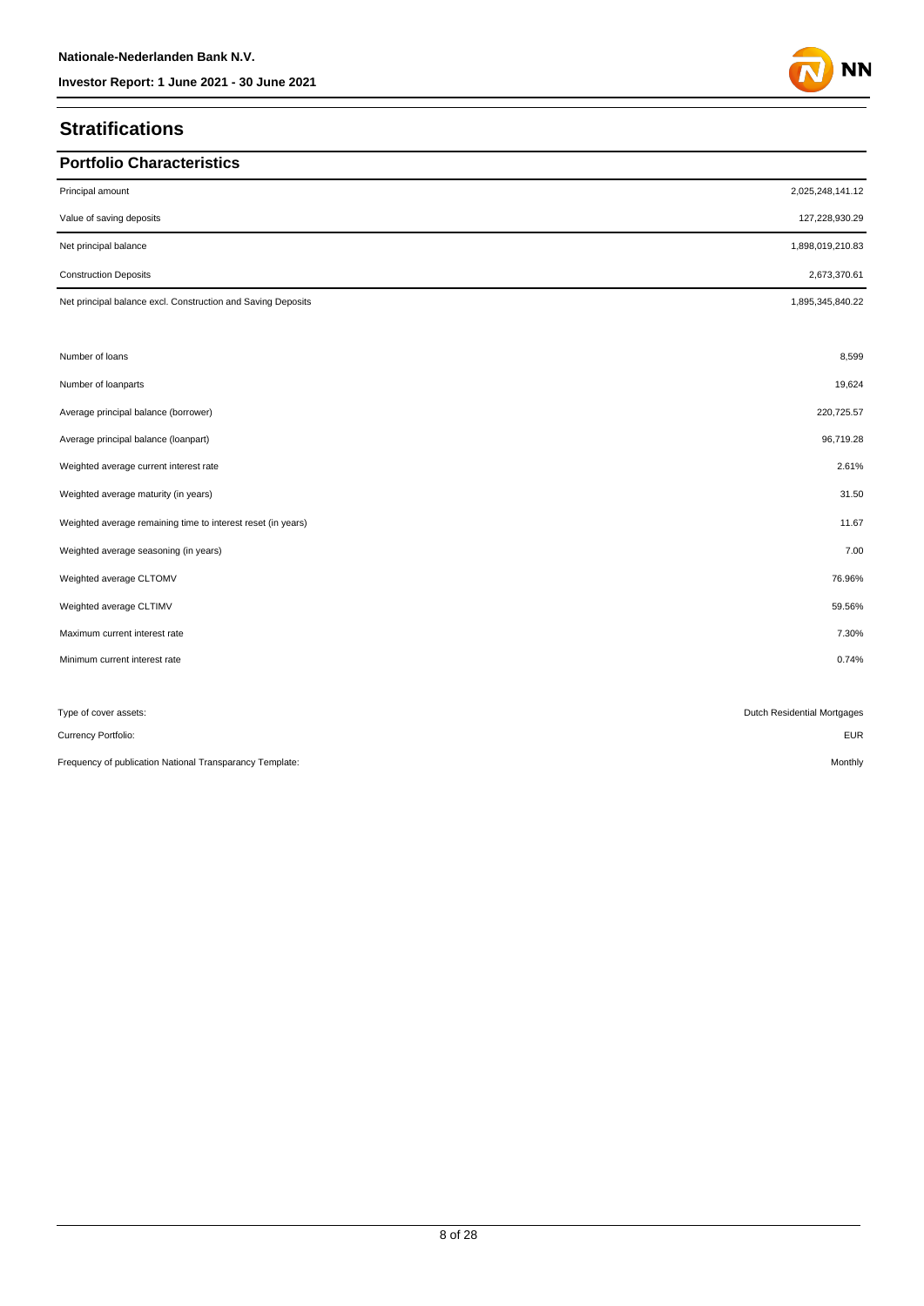# Stratifications

## Portfolio Characteristics

| | |
|---|---|
| Principal amount | 2,025,248,141.12 |
| Value of saving deposits | 127,228,930.29 |
| Net principal balance | 1,898,019,210.83 |
| Construction Deposits | 2,673,370.61 |
| Net principal balance excl. Construction and Saving Deposits | 1,895,345,840.22 |
| | |
| Number of loans | 8,599 |
| Number of loanparts | 19,624 |
| Average principal balance (borrower) | 220,725.57 |
| Average principal balance (loanpart) | 96,719.28 |
| Weighted average current interest rate | 2.61% |
| Weighted average maturity (in years) | 31.50 |
| Weighted average remaining time to interest reset (in years) | 11.67 |
| Weighted average seasoning (in years) | 7.00 |
| Weighted average CLTOMV | 76.96% |
| Weighted average CLTIMV | 59.56% |
| Maximum current interest rate | 7.30% |
| Minimum current interest rate | 0.74% |
| | |
| Type of cover assets: | Dutch Residential Mortgages |
| Currency Portfolio: | EUR |
| Frequency of publication National Transparancy Template: | Monthly |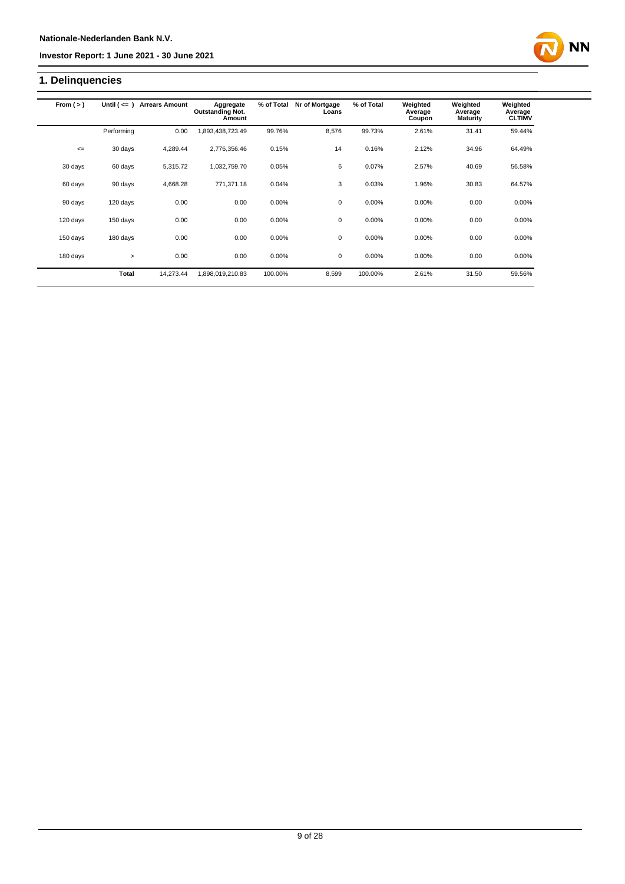## 1. Delinquencies

| From ( > ) | Until ( <= ) | Arrears Amount | Aggregate Outstanding Not. Amount | % of Total | Nr of Mortgage Loans | % of Total | Weighted Average Coupon | Weighted Average Maturity | Weighted Average CLTIMV |
|---|---|---|---|---|---|---|---|---|---|
| | Performing | 0.00 | 1,893,438,723.49 | 99.76% | 8,576 | 99.73% | 2.61% | 31.41 | 59.44% |
| <= | 30 days | 4,289.44 | 2,776,356.46 | 0.15% | 14 | 0.16% | 2.12% | 34.96 | 64.49% |
| 30 days | 60 days | 5,315.72 | 1,032,759.70 | 0.05% | 6 | 0.07% | 2.57% | 40.69 | 56.58% |
| 60 days | 90 days | 4,668.28 | 771,371.18 | 0.04% | 3 | 0.03% | 1.96% | 30.83 | 64.57% |
| 90 days | 120 days | 0.00 | 0.00 | 0.00% | 0 | 0.00% | 0.00% | 0.00 | 0.00% |
| 120 days | 150 days | 0.00 | 0.00 | 0.00% | 0 | 0.00% | 0.00% | 0.00 | 0.00% |
| 150 days | 180 days | 0.00 | 0.00 | 0.00% | 0 | 0.00% | 0.00% | 0.00 | 0.00% |
| 180 days | > | 0.00 | 0.00 | 0.00% | 0 | 0.00% | 0.00% | 0.00 | 0.00% |
| | **Total** | 14,273.44 | 1,898,019,210.83 | 100.00% | 8,599 | 100.00% | 2.61% | 31.50 | 59.56% |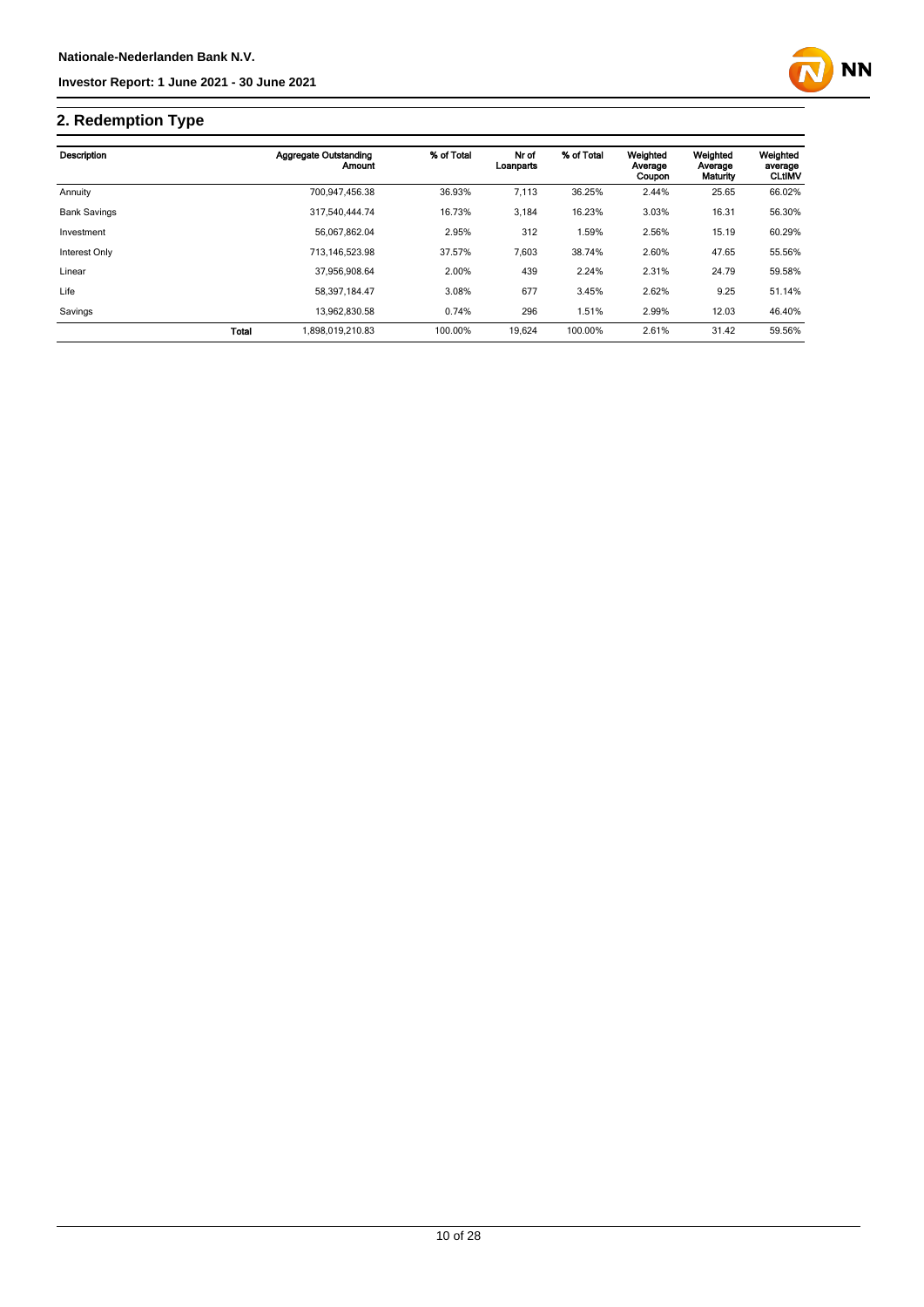## 2. Redemption Type

| Description | | Aggregate Outstanding Amount | % of Total | Nr of Loanparts | % of Total | Weighted Average Coupon | Weighted Average Maturity | Weighted average CLtIMV |
|---|---|---|---|---|---|---|---|---|
| Annuity | | 700,947,456.38 | 36.93% | 7,113 | 36.25% | 2.44% | 25.65 | 66.02% |
| Bank Savings | | 317,540,444.74 | 16.73% | 3,184 | 16.23% | 3.03% | 16.31 | 56.30% |
| Investment | | 56,067,862.04 | 2.95% | 312 | 1.59% | 2.56% | 15.19 | 60.29% |
| Interest Only | | 713,146,523.98 | 37.57% | 7,603 | 38.74% | 2.60% | 47.65 | 55.56% |
| Linear | | 37,956,908.64 | 2.00% | 439 | 2.24% | 2.31% | 24.79 | 59.58% |
| Life | | 58,397,184.47 | 3.08% | 677 | 3.45% | 2.62% | 9.25 | 51.14% |
| Savings | | 13,962,830.58 | 0.74% | 296 | 1.51% | 2.99% | 12.03 | 46.40% |
| | **Total** | 1,898,019,210.83 | 100.00% | 19,624 | 100.00% | 2.61% | 31.42 | 59.56% |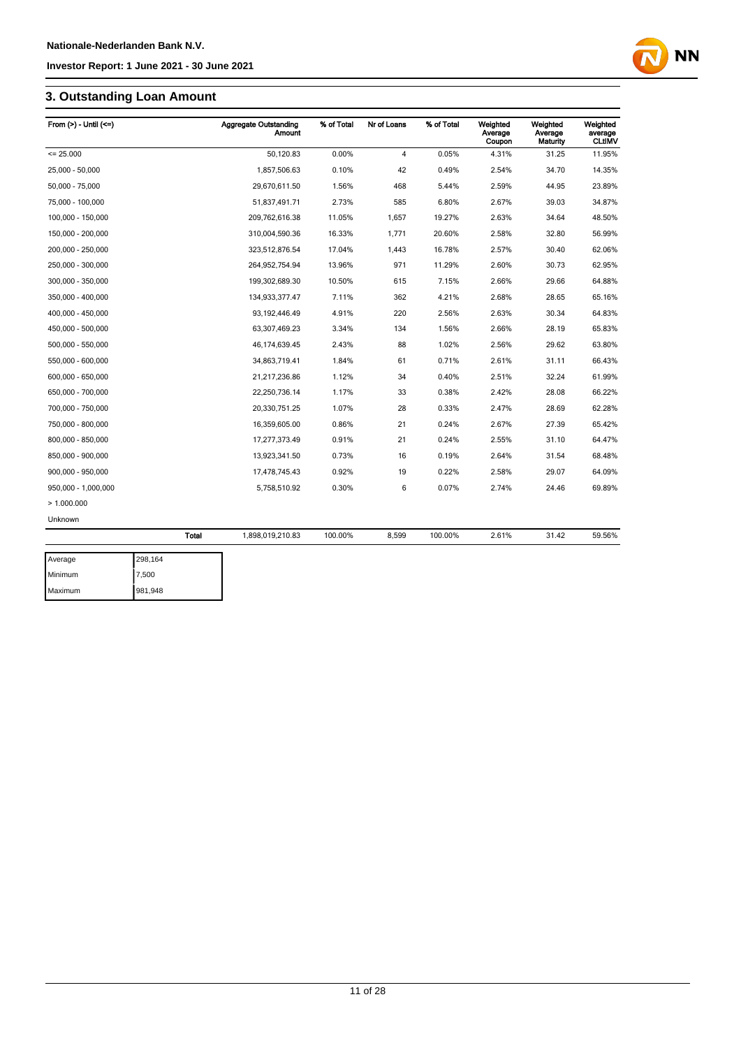## 3. Outstanding Loan Amount

| From (>) - Until (<=) | Aggregate Outstanding Amount | % of Total | Nr of Loans | % of Total | Weighted Average Coupon | Weighted Average Maturity | Weighted average CLtIMV |
|---|---|---|---|---|---|---|---|
| <= 25.000 | 50,120.83 | 0.00% | 4 | 0.05% | 4.31% | 31.25 | 11.95% |
| 25,000 - 50,000 | 1,857,506.63 | 0.10% | 42 | 0.49% | 2.54% | 34.70 | 14.35% |
| 50,000 - 75,000 | 29,670,611.50 | 1.56% | 468 | 5.44% | 2.59% | 44.95 | 23.89% |
| 75,000 - 100,000 | 51,837,491.71 | 2.73% | 585 | 6.80% | 2.67% | 39.03 | 34.87% |
| 100,000 - 150,000 | 209,762,616.38 | 11.05% | 1,657 | 19.27% | 2.63% | 34.64 | 48.50% |
| 150,000 - 200,000 | 310,004,590.36 | 16.33% | 1,771 | 20.60% | 2.58% | 32.80 | 56.99% |
| 200,000 - 250,000 | 323,512,876.54 | 17.04% | 1,443 | 16.78% | 2.57% | 30.40 | 62.06% |
| 250,000 - 300,000 | 264,952,754.94 | 13.96% | 971 | 11.29% | 2.60% | 30.73 | 62.95% |
| 300,000 - 350,000 | 199,302,689.30 | 10.50% | 615 | 7.15% | 2.66% | 29.66 | 64.88% |
| 350,000 - 400,000 | 134,933,377.47 | 7.11% | 362 | 4.21% | 2.68% | 28.65 | 65.16% |
| 400,000 - 450,000 | 93,192,446.49 | 4.91% | 220 | 2.56% | 2.63% | 30.34 | 64.83% |
| 450,000 - 500,000 | 63,307,469.23 | 3.34% | 134 | 1.56% | 2.66% | 28.19 | 65.83% |
| 500,000 - 550,000 | 46,174,639.45 | 2.43% | 88 | 1.02% | 2.56% | 29.62 | 63.80% |
| 550,000 - 600,000 | 34,863,719.41 | 1.84% | 61 | 0.71% | 2.61% | 31.11 | 66.43% |
| 600,000 - 650,000 | 21,217,236.86 | 1.12% | 34 | 0.40% | 2.51% | 32.24 | 61.99% |
| 650,000 - 700,000 | 22,250,736.14 | 1.17% | 33 | 0.38% | 2.42% | 28.08 | 66.22% |
| 700,000 - 750,000 | 20,330,751.25 | 1.07% | 28 | 0.33% | 2.47% | 28.69 | 62.28% |
| 750,000 - 800,000 | 16,359,605.00 | 0.86% | 21 | 0.24% | 2.67% | 27.39 | 65.42% |
| 800,000 - 850,000 | 17,277,373.49 | 0.91% | 21 | 0.24% | 2.55% | 31.10 | 64.47% |
| 850,000 - 900,000 | 13,923,341.50 | 0.73% | 16 | 0.19% | 2.64% | 31.54 | 68.48% |
| 900,000 - 950,000 | 17,478,745.43 | 0.92% | 19 | 0.22% | 2.58% | 29.07 | 64.09% |
| 950,000 - 1,000,000 | 5,758,510.92 | 0.30% | 6 | 0.07% | 2.74% | 24.46 | 69.89% |
| > 1.000.000 | | | | | | | |
| Unknown | | | | | | | |
| **Total** | 1,898,019,210.83 | 100.00% | 8,599 | 100.00% | 2.61% | 31.42 | 59.56% |

| | |
|---|---|
| Average | 298,164 |
| Minimum | 7,500 |
| Maximum | 981,948 |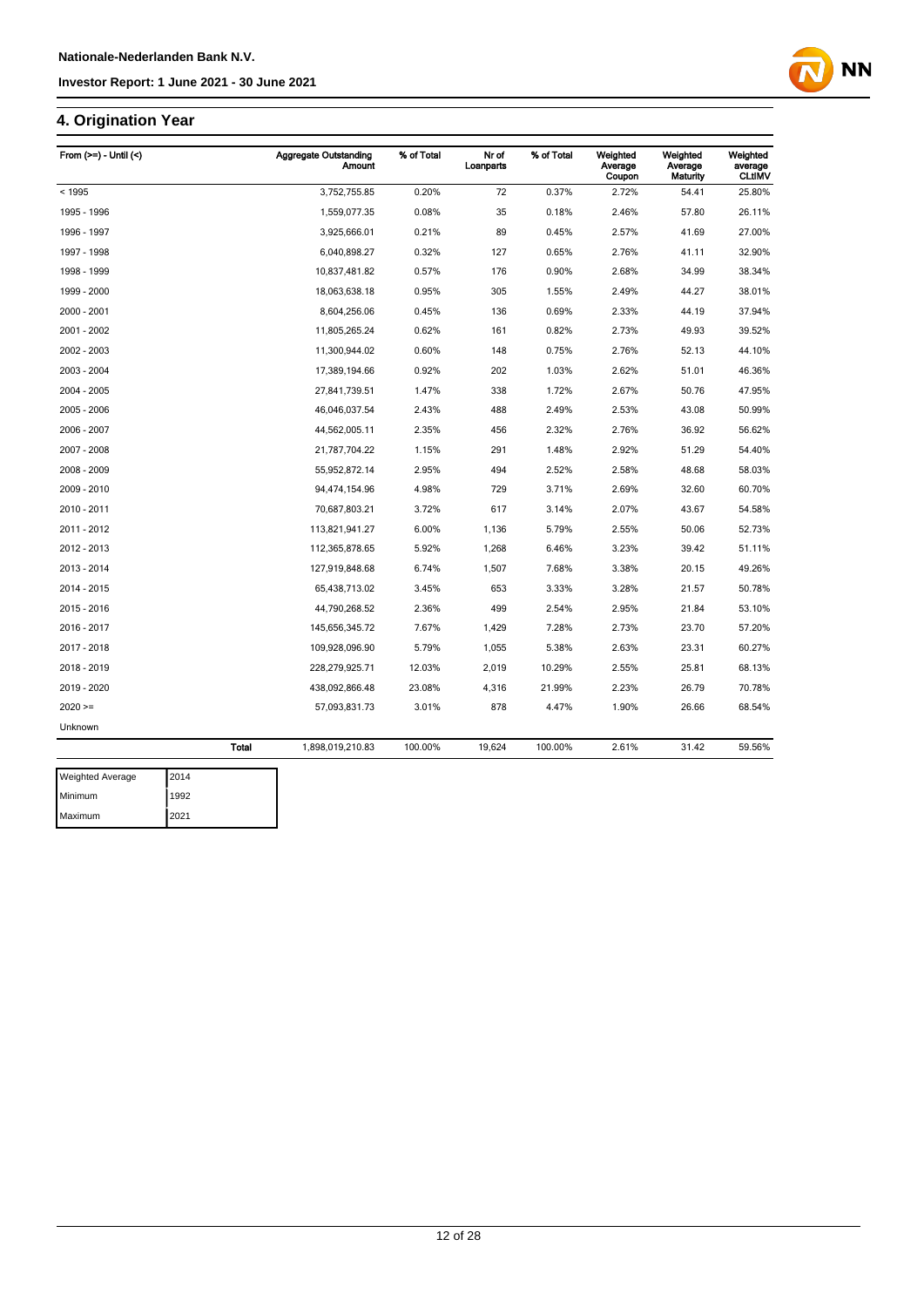## 4. Origination Year

| From (>=) - Until (<) | Aggregate Outstanding Amount | % of Total | Nr of Loanparts | % of Total | Weighted Average Coupon | Weighted Average Maturity | Weighted average CLtIMV |
|---|---|---|---|---|---|---|---|
| < 1995 | 3,752,755.85 | 0.20% | 72 | 0.37% | 2.72% | 54.41 | 25.80% |
| 1995 - 1996 | 1,559,077.35 | 0.08% | 35 | 0.18% | 2.46% | 57.80 | 26.11% |
| 1996 - 1997 | 3,925,666.01 | 0.21% | 89 | 0.45% | 2.57% | 41.69 | 27.00% |
| 1997 - 1998 | 6,040,898.27 | 0.32% | 127 | 0.65% | 2.76% | 41.11 | 32.90% |
| 1998 - 1999 | 10,837,481.82 | 0.57% | 176 | 0.90% | 2.68% | 34.99 | 38.34% |
| 1999 - 2000 | 18,063,638.18 | 0.95% | 305 | 1.55% | 2.49% | 44.27 | 38.01% |
| 2000 - 2001 | 8,604,256.06 | 0.45% | 136 | 0.69% | 2.33% | 44.19 | 37.94% |
| 2001 - 2002 | 11,805,265.24 | 0.62% | 161 | 0.82% | 2.73% | 49.93 | 39.52% |
| 2002 - 2003 | 11,300,944.02 | 0.60% | 148 | 0.75% | 2.76% | 52.13 | 44.10% |
| 2003 - 2004 | 17,389,194.66 | 0.92% | 202 | 1.03% | 2.62% | 51.01 | 46.36% |
| 2004 - 2005 | 27,841,739.51 | 1.47% | 338 | 1.72% | 2.67% | 50.76 | 47.95% |
| 2005 - 2006 | 46,046,037.54 | 2.43% | 488 | 2.49% | 2.53% | 43.08 | 50.99% |
| 2006 - 2007 | 44,562,005.11 | 2.35% | 456 | 2.32% | 2.76% | 36.92 | 56.62% |
| 2007 - 2008 | 21,787,704.22 | 1.15% | 291 | 1.48% | 2.92% | 51.29 | 54.40% |
| 2008 - 2009 | 55,952,872.14 | 2.95% | 494 | 2.52% | 2.58% | 48.68 | 58.03% |
| 2009 - 2010 | 94,474,154.96 | 4.98% | 729 | 3.71% | 2.69% | 32.60 | 60.70% |
| 2010 - 2011 | 70,687,803.21 | 3.72% | 617 | 3.14% | 2.07% | 43.67 | 54.58% |
| 2011 - 2012 | 113,821,941.27 | 6.00% | 1,136 | 5.79% | 2.55% | 50.06 | 52.73% |
| 2012 - 2013 | 112,365,878.65 | 5.92% | 1,268 | 6.46% | 3.23% | 39.42 | 51.11% |
| 2013 - 2014 | 127,919,848.68 | 6.74% | 1,507 | 7.68% | 3.38% | 20.15 | 49.26% |
| 2014 - 2015 | 65,438,713.02 | 3.45% | 653 | 3.33% | 3.28% | 21.57 | 50.78% |
| 2015 - 2016 | 44,790,268.52 | 2.36% | 499 | 2.54% | 2.95% | 21.84 | 53.10% |
| 2016 - 2017 | 145,656,345.72 | 7.67% | 1,429 | 7.28% | 2.73% | 23.70 | 57.20% |
| 2017 - 2018 | 109,928,096.90 | 5.79% | 1,055 | 5.38% | 2.63% | 23.31 | 60.27% |
| 2018 - 2019 | 228,279,925.71 | 12.03% | 2,019 | 10.29% | 2.55% | 25.81 | 68.13% |
| 2019 - 2020 | 438,092,866.48 | 23.08% | 4,316 | 21.99% | 2.23% | 26.79 | 70.78% |
| 2020 >= | 57,093,831.73 | 3.01% | 878 | 4.47% | 1.90% | 26.66 | 68.54% |
| Unknown | | | | | | | |
| **Total** | 1,898,019,210.83 | 100.00% | 19,624 | 100.00% | 2.61% | 31.42 | 59.56% |

| Weighted Average | 2014 |
|---|---|
| Minimum | 1992 |
| Maximum | 2021 |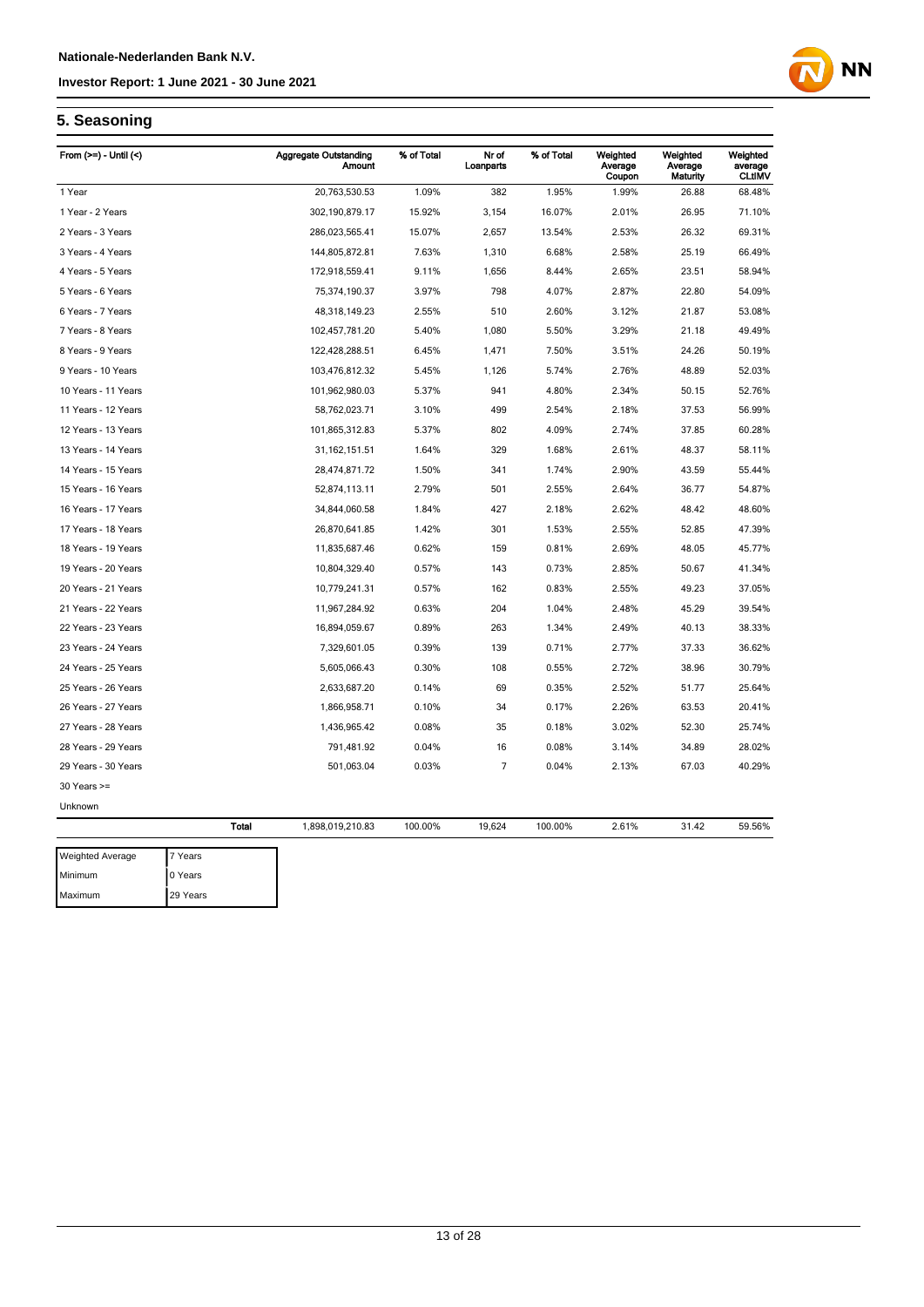## 5. Seasoning

| From (>=) - Until (<) | | Aggregate Outstanding Amount | % of Total | Nr of Loanparts | % of Total | Weighted Average Coupon | Weighted Average Maturity | Weighted average CLtIMV |
|---|---|---|---|---|---|---|---|---|
| 1 Year | | 20,763,530.53 | 1.09% | 382 | 1.95% | 1.99% | 26.88 | 68.48% |
| 1 Year - 2 Years | | 302,190,879.17 | 15.92% | 3,154 | 16.07% | 2.01% | 26.95 | 71.10% |
| 2 Years - 3 Years | | 286,023,565.41 | 15.07% | 2,657 | 13.54% | 2.53% | 26.32 | 69.31% |
| 3 Years - 4 Years | | 144,805,872.81 | 7.63% | 1,310 | 6.68% | 2.58% | 25.19 | 66.49% |
| 4 Years - 5 Years | | 172,918,559.41 | 9.11% | 1,656 | 8.44% | 2.65% | 23.51 | 58.94% |
| 5 Years - 6 Years | | 75,374,190.37 | 3.97% | 798 | 4.07% | 2.87% | 22.80 | 54.09% |
| 6 Years - 7 Years | | 48,318,149.23 | 2.55% | 510 | 2.60% | 3.12% | 21.87 | 53.08% |
| 7 Years - 8 Years | | 102,457,781.20 | 5.40% | 1,080 | 5.50% | 3.29% | 21.18 | 49.49% |
| 8 Years - 9 Years | | 122,428,288.51 | 6.45% | 1,471 | 7.50% | 3.51% | 24.26 | 50.19% |
| 9 Years - 10 Years | | 103,476,812.32 | 5.45% | 1,126 | 5.74% | 2.76% | 48.89 | 52.03% |
| 10 Years - 11 Years | | 101,962,980.03 | 5.37% | 941 | 4.80% | 2.34% | 50.15 | 52.76% |
| 11 Years - 12 Years | | 58,762,023.71 | 3.10% | 499 | 2.54% | 2.18% | 37.53 | 56.99% |
| 12 Years - 13 Years | | 101,865,312.83 | 5.37% | 802 | 4.09% | 2.74% | 37.85 | 60.28% |
| 13 Years - 14 Years | | 31,162,151.51 | 1.64% | 329 | 1.68% | 2.61% | 48.37 | 58.11% |
| 14 Years - 15 Years | | 28,474,871.72 | 1.50% | 341 | 1.74% | 2.90% | 43.59 | 55.44% |
| 15 Years - 16 Years | | 52,874,113.11 | 2.79% | 501 | 2.55% | 2.64% | 36.77 | 54.87% |
| 16 Years - 17 Years | | 34,844,060.58 | 1.84% | 427 | 2.18% | 2.62% | 48.42 | 48.60% |
| 17 Years - 18 Years | | 26,870,641.85 | 1.42% | 301 | 1.53% | 2.55% | 52.85 | 47.39% |
| 18 Years - 19 Years | | 11,835,687.46 | 0.62% | 159 | 0.81% | 2.69% | 48.05 | 45.77% |
| 19 Years - 20 Years | | 10,804,329.40 | 0.57% | 143 | 0.73% | 2.85% | 50.67 | 41.34% |
| 20 Years - 21 Years | | 10,779,241.31 | 0.57% | 162 | 0.83% | 2.55% | 49.23 | 37.05% |
| 21 Years - 22 Years | | 11,967,284.92 | 0.63% | 204 | 1.04% | 2.48% | 45.29 | 39.54% |
| 22 Years - 23 Years | | 16,894,059.67 | 0.89% | 263 | 1.34% | 2.49% | 40.13 | 38.33% |
| 23 Years - 24 Years | | 7,329,601.05 | 0.39% | 139 | 0.71% | 2.77% | 37.33 | 36.62% |
| 24 Years - 25 Years | | 5,605,066.43 | 0.30% | 108 | 0.55% | 2.72% | 38.96 | 30.79% |
| 25 Years - 26 Years | | 2,633,687.20 | 0.14% | 69 | 0.35% | 2.52% | 51.77 | 25.64% |
| 26 Years - 27 Years | | 1,866,958.71 | 0.10% | 34 | 0.17% | 2.26% | 63.53 | 20.41% |
| 27 Years - 28 Years | | 1,436,965.42 | 0.08% | 35 | 0.18% | 3.02% | 52.30 | 25.74% |
| 28 Years - 29 Years | | 791,481.92 | 0.04% | 16 | 0.08% | 3.14% | 34.89 | 28.02% |
| 29 Years - 30 Years | | 501,063.04 | 0.03% | 7 | 0.04% | 2.13% | 67.03 | 40.29% |
| 30 Years >= | | | | | | | | |
| Unknown | | | | | | | | |
| | Total | 1,898,019,210.83 | 100.00% | 19,624 | 100.00% | 2.61% | 31.42 | 59.56% |

| | |
|---|---|
| Weighted Average | 7 Years |
| Minimum | 0 Years |
| Maximum | 29 Years |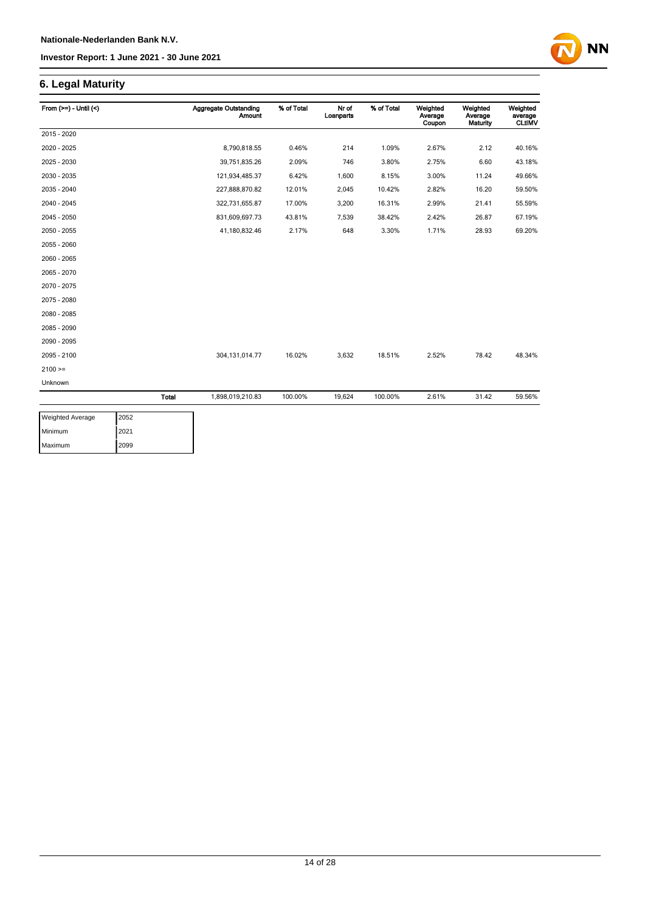## 6. Legal Maturity

| From (>=) - Until (<) | | Aggregate Outstanding Amount | % of Total | Nr of Loanparts | % of Total | Weighted Average Coupon | Weighted Average Maturity | Weighted average CLtIMV |
|---|---|---|---|---|---|---|---|---|
| 2015 - 2020 | | | | | | | | |
| 2020 - 2025 | | 8,790,818.55 | 0.46% | 214 | 1.09% | 2.67% | 2.12 | 40.16% |
| 2025 - 2030 | | 39,751,835.26 | 2.09% | 746 | 3.80% | 2.75% | 6.60 | 43.18% |
| 2030 - 2035 | | 121,934,485.37 | 6.42% | 1,600 | 8.15% | 3.00% | 11.24 | 49.66% |
| 2035 - 2040 | | 227,888,870.82 | 12.01% | 2,045 | 10.42% | 2.82% | 16.20 | 59.50% |
| 2040 - 2045 | | 322,731,655.87 | 17.00% | 3,200 | 16.31% | 2.99% | 21.41 | 55.59% |
| 2045 - 2050 | | 831,609,697.73 | 43.81% | 7,539 | 38.42% | 2.42% | 26.87 | 67.19% |
| 2050 - 2055 | | 41,180,832.46 | 2.17% | 648 | 3.30% | 1.71% | 28.93 | 69.20% |
| 2055 - 2060 | | | | | | | | |
| 2060 - 2065 | | | | | | | | |
| 2065 - 2070 | | | | | | | | |
| 2070 - 2075 | | | | | | | | |
| 2075 - 2080 | | | | | | | | |
| 2080 - 2085 | | | | | | | | |
| 2085 - 2090 | | | | | | | | |
| 2090 - 2095 | | | | | | | | |
| 2095 - 2100 | | 304,131,014.77 | 16.02% | 3,632 | 18.51% | 2.52% | 78.42 | 48.34% |
| 2100 >= | | | | | | | | |
| Unknown | | | | | | | | |
| | **Total** | 1,898,019,210.83 | 100.00% | 19,624 | 100.00% | 2.61% | 31.42 | 59.56% |

| | |
|---|---|
| Weighted Average | 2052 |
| Minimum | 2021 |
| Maximum | 2099 |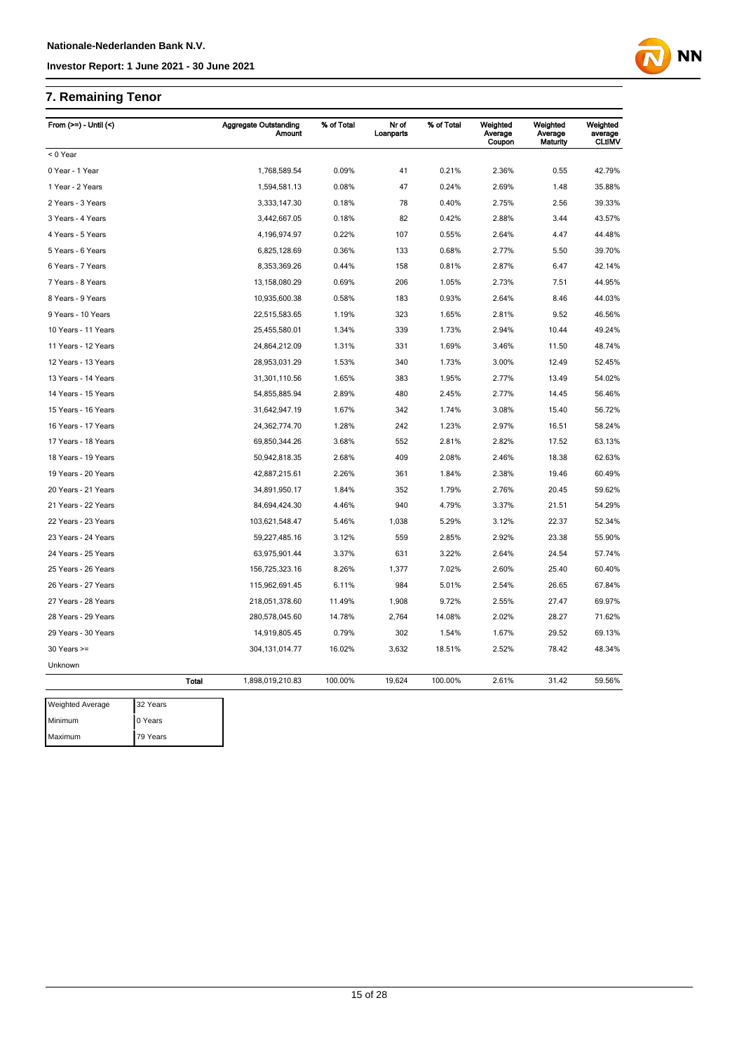## 7. Remaining Tenor

| From (>=) - Until (<) | Aggregate Outstanding Amount | % of Total | Nr of Loanparts | % of Total | Weighted Average Coupon | Weighted Average Maturity | Weighted average CLtIMV |
|---|---|---|---|---|---|---|---|
| < 0 Year | | | | | | | |
| 0 Year - 1 Year | 1,768,589.54 | 0.09% | 41 | 0.21% | 2.36% | 0.55 | 42.79% |
| 1 Year - 2 Years | 1,594,581.13 | 0.08% | 47 | 0.24% | 2.69% | 1.48 | 35.88% |
| 2 Years - 3 Years | 3,333,147.30 | 0.18% | 78 | 0.40% | 2.75% | 2.56 | 39.33% |
| 3 Years - 4 Years | 3,442,667.05 | 0.18% | 82 | 0.42% | 2.88% | 3.44 | 43.57% |
| 4 Years - 5 Years | 4,196,974.97 | 0.22% | 107 | 0.55% | 2.64% | 4.47 | 44.48% |
| 5 Years - 6 Years | 6,825,128.69 | 0.36% | 133 | 0.68% | 2.77% | 5.50 | 39.70% |
| 6 Years - 7 Years | 8,353,369.26 | 0.44% | 158 | 0.81% | 2.87% | 6.47 | 42.14% |
| 7 Years - 8 Years | 13,158,080.29 | 0.69% | 206 | 1.05% | 2.73% | 7.51 | 44.95% |
| 8 Years - 9 Years | 10,935,600.38 | 0.58% | 183 | 0.93% | 2.64% | 8.46 | 44.03% |
| 9 Years - 10 Years | 22,515,583.65 | 1.19% | 323 | 1.65% | 2.81% | 9.52 | 46.56% |
| 10 Years - 11 Years | 25,455,580.01 | 1.34% | 339 | 1.73% | 2.94% | 10.44 | 49.24% |
| 11 Years - 12 Years | 24,864,212.09 | 1.31% | 331 | 1.69% | 3.46% | 11.50 | 48.74% |
| 12 Years - 13 Years | 28,953,031.29 | 1.53% | 340 | 1.73% | 3.00% | 12.49 | 52.45% |
| 13 Years - 14 Years | 31,301,110.56 | 1.65% | 383 | 1.95% | 2.77% | 13.49 | 54.02% |
| 14 Years - 15 Years | 54,855,885.94 | 2.89% | 480 | 2.45% | 2.77% | 14.45 | 56.46% |
| 15 Years - 16 Years | 31,642,947.19 | 1.67% | 342 | 1.74% | 3.08% | 15.40 | 56.72% |
| 16 Years - 17 Years | 24,362,774.70 | 1.28% | 242 | 1.23% | 2.97% | 16.51 | 58.24% |
| 17 Years - 18 Years | 69,850,344.26 | 3.68% | 552 | 2.81% | 2.82% | 17.52 | 63.13% |
| 18 Years - 19 Years | 50,942,818.35 | 2.68% | 409 | 2.08% | 2.46% | 18.38 | 62.63% |
| 19 Years - 20 Years | 42,887,215.61 | 2.26% | 361 | 1.84% | 2.38% | 19.46 | 60.49% |
| 20 Years - 21 Years | 34,891,950.17 | 1.84% | 352 | 1.79% | 2.76% | 20.45 | 59.62% |
| 21 Years - 22 Years | 84,694,424.30 | 4.46% | 940 | 4.79% | 3.37% | 21.51 | 54.29% |
| 22 Years - 23 Years | 103,621,548.47 | 5.46% | 1,038 | 5.29% | 3.12% | 22.37 | 52.34% |
| 23 Years - 24 Years | 59,227,485.16 | 3.12% | 559 | 2.85% | 2.92% | 23.38 | 55.90% |
| 24 Years - 25 Years | 63,975,901.44 | 3.37% | 631 | 3.22% | 2.64% | 24.54 | 57.74% |
| 25 Years - 26 Years | 156,725,323.16 | 8.26% | 1,377 | 7.02% | 2.60% | 25.40 | 60.40% |
| 26 Years - 27 Years | 115,962,691.45 | 6.11% | 984 | 5.01% | 2.54% | 26.65 | 67.84% |
| 27 Years - 28 Years | 218,051,378.60 | 11.49% | 1,908 | 9.72% | 2.55% | 27.47 | 69.97% |
| 28 Years - 29 Years | 280,578,045.60 | 14.78% | 2,764 | 14.08% | 2.02% | 28.27 | 71.62% |
| 29 Years - 30 Years | 14,919,805.45 | 0.79% | 302 | 1.54% | 1.67% | 29.52 | 69.13% |
| 30 Years >= | 304,131,014.77 | 16.02% | 3,632 | 18.51% | 2.52% | 78.42 | 48.34% |
| Unknown | | | | | | | |
| **Total** | 1,898,019,210.83 | 100.00% | 19,624 | 100.00% | 2.61% | 31.42 | 59.56% |

| | |
|---|---|
| Weighted Average | 32 Years |
| Minimum | 0 Years |
| Maximum | 79 Years |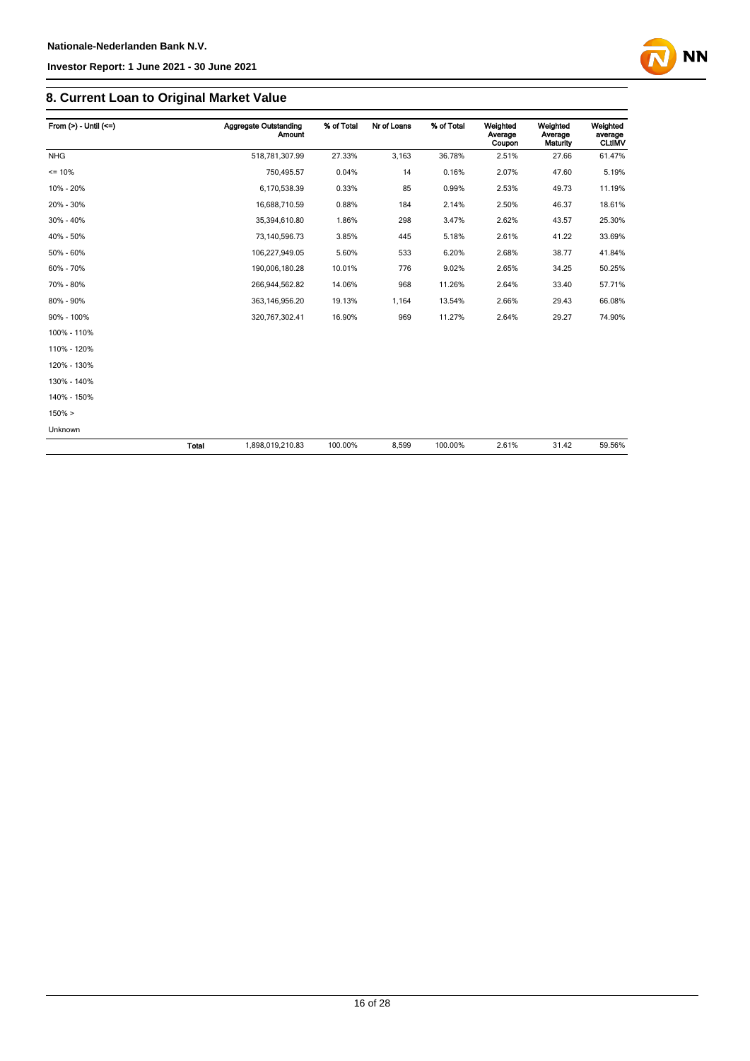## 8. Current Loan to Original Market Value

| From (>) - Until (<=) | Aggregate Outstanding Amount | % of Total | Nr of Loans | % of Total | Weighted Average Coupon | Weighted Average Maturity | Weighted average CLtIMV |
|---|---|---|---|---|---|---|---|
| NHG | 518,781,307.99 | 27.33% | 3,163 | 36.78% | 2.51% | 27.66 | 61.47% |
| <= 10% | 750,495.57 | 0.04% | 14 | 0.16% | 2.07% | 47.60 | 5.19% |
| 10% - 20% | 6,170,538.39 | 0.33% | 85 | 0.99% | 2.53% | 49.73 | 11.19% |
| 20% - 30% | 16,688,710.59 | 0.88% | 184 | 2.14% | 2.50% | 46.37 | 18.61% |
| 30% - 40% | 35,394,610.80 | 1.86% | 298 | 3.47% | 2.62% | 43.57 | 25.30% |
| 40% - 50% | 73,140,596.73 | 3.85% | 445 | 5.18% | 2.61% | 41.22 | 33.69% |
| 50% - 60% | 106,227,949.05 | 5.60% | 533 | 6.20% | 2.68% | 38.77 | 41.84% |
| 60% - 70% | 190,006,180.28 | 10.01% | 776 | 9.02% | 2.65% | 34.25 | 50.25% |
| 70% - 80% | 266,944,562.82 | 14.06% | 968 | 11.26% | 2.64% | 33.40 | 57.71% |
| 80% - 90% | 363,146,956.20 | 19.13% | 1,164 | 13.54% | 2.66% | 29.43 | 66.08% |
| 90% - 100% | 320,767,302.41 | 16.90% | 969 | 11.27% | 2.64% | 29.27 | 74.90% |
| 100% - 110% | | | | | | | |
| 110% - 120% | | | | | | | |
| 120% - 130% | | | | | | | |
| 130% - 140% | | | | | | | |
| 140% - 150% | | | | | | | |
| 150% > | | | | | | | |
| Unknown | | | | | | | |
| **Total** | 1,898,019,210.83 | 100.00% | 8,599 | 100.00% | 2.61% | 31.42 | 59.56% |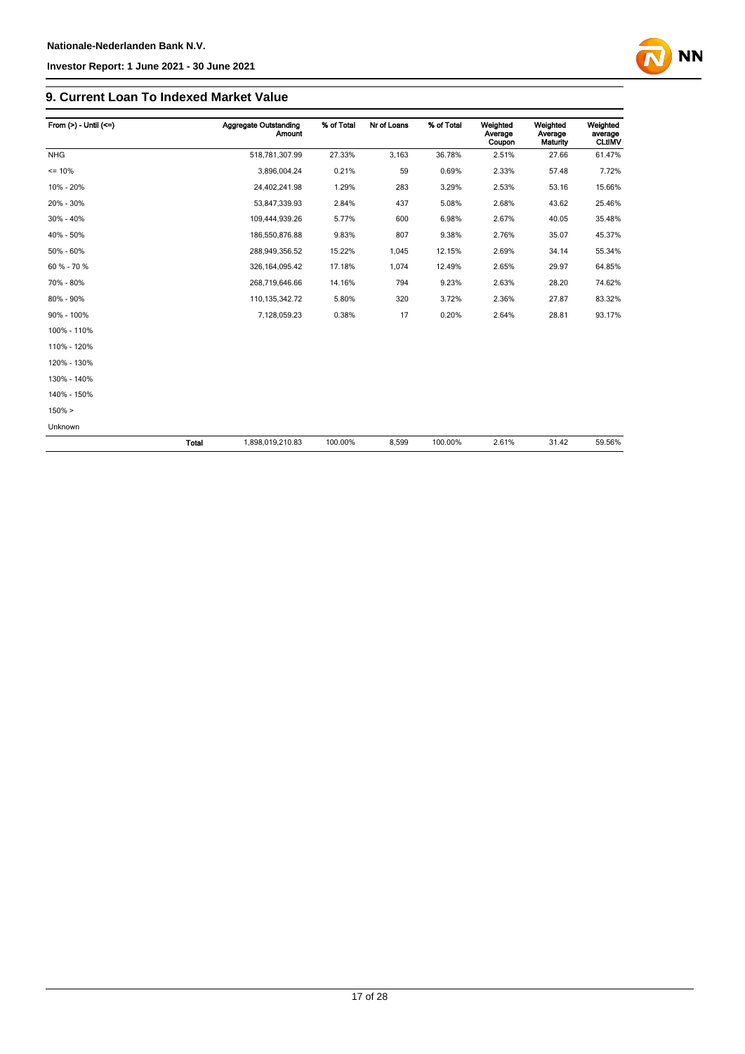## 9. Current Loan To Indexed Market Value

| From (>) - Until (<=) | | Aggregate Outstanding Amount | % of Total | Nr of Loans | % of Total | Weighted Average Coupon | Weighted Average Maturity | Weighted average CLtIMV |
|---|---|---|---|---|---|---|---|---|
| NHG | | 518,781,307.99 | 27.33% | 3,163 | 36.78% | 2.51% | 27.66 | 61.47% |
| <= 10% | | 3,896,004.24 | 0.21% | 59 | 0.69% | 2.33% | 57.48 | 7.72% |
| 10% - 20% | | 24,402,241.98 | 1.29% | 283 | 3.29% | 2.53% | 53.16 | 15.66% |
| 20% - 30% | | 53,847,339.93 | 2.84% | 437 | 5.08% | 2.68% | 43.62 | 25.46% |
| 30% - 40% | | 109,444,939.26 | 5.77% | 600 | 6.98% | 2.67% | 40.05 | 35.48% |
| 40% - 50% | | 186,550,876.88 | 9.83% | 807 | 9.38% | 2.76% | 35.07 | 45.37% |
| 50% - 60% | | 288,949,356.52 | 15.22% | 1,045 | 12.15% | 2.69% | 34.14 | 55.34% |
| 60 % - 70 % | | 326,164,095.42 | 17.18% | 1,074 | 12.49% | 2.65% | 29.97 | 64.85% |
| 70% - 80% | | 268,719,646.66 | 14.16% | 794 | 9.23% | 2.63% | 28.20 | 74.62% |
| 80% - 90% | | 110,135,342.72 | 5.80% | 320 | 3.72% | 2.36% | 27.87 | 83.32% |
| 90% - 100% | | 7,128,059.23 | 0.38% | 17 | 0.20% | 2.64% | 28.81 | 93.17% |
| 100% - 110% | | | | | | | | |
| 110% - 120% | | | | | | | | |
| 120% - 130% | | | | | | | | |
| 130% - 140% | | | | | | | | |
| 140% - 150% | | | | | | | | |
| 150% > | | | | | | | | |
| Unknown | | | | | | | | |
| | **Total** | 1,898,019,210.83 | 100.00% | 8,599 | 100.00% | 2.61% | 31.42 | 59.56% |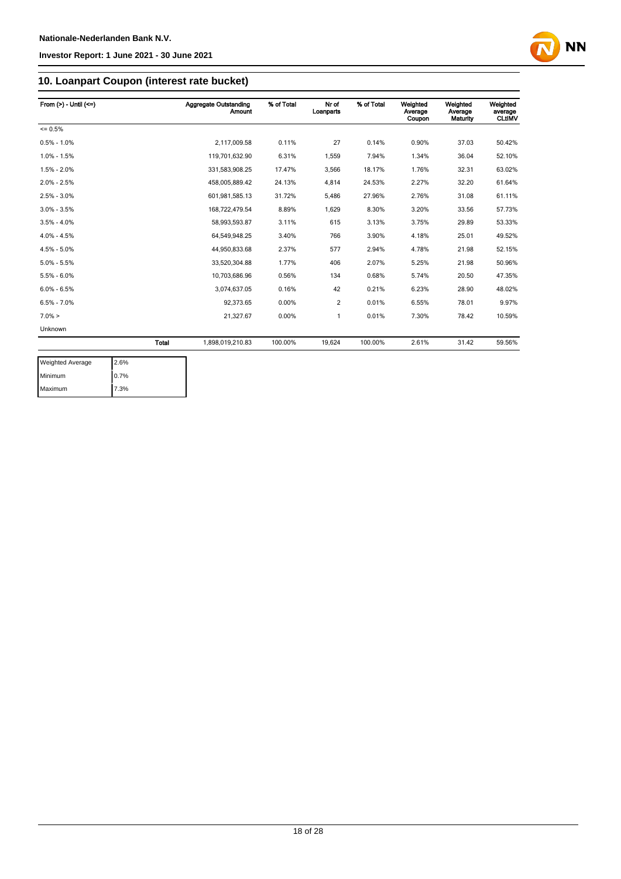## 10. Loanpart Coupon (interest rate bucket)

| From (>) - Until (<=) | | Aggregate Outstanding Amount | % of Total | Nr of Loanparts | % of Total | Weighted Average Coupon | Weighted Average Maturity | Weighted average CLtIMV |
|---|---|---|---|---|---|---|---|---|
| <= 0.5% | | | | | | | | |
| 0.5% - 1.0% | | 2,117,009.58 | 0.11% | 27 | 0.14% | 0.90% | 37.03 | 50.42% |
| 1.0% - 1.5% | | 119,701,632.90 | 6.31% | 1,559 | 7.94% | 1.34% | 36.04 | 52.10% |
| 1.5% - 2.0% | | 331,583,908.25 | 17.47% | 3,566 | 18.17% | 1.76% | 32.31 | 63.02% |
| 2.0% - 2.5% | | 458,005,889.42 | 24.13% | 4,814 | 24.53% | 2.27% | 32.20 | 61.64% |
| 2.5% - 3.0% | | 601,981,585.13 | 31.72% | 5,486 | 27.96% | 2.76% | 31.08 | 61.11% |
| 3.0% - 3.5% | | 168,722,479.54 | 8.89% | 1,629 | 8.30% | 3.20% | 33.56 | 57.73% |
| 3.5% - 4.0% | | 58,993,593.87 | 3.11% | 615 | 3.13% | 3.75% | 29.89 | 53.33% |
| 4.0% - 4.5% | | 64,549,948.25 | 3.40% | 766 | 3.90% | 4.18% | 25.01 | 49.52% |
| 4.5% - 5.0% | | 44,950,833.68 | 2.37% | 577 | 2.94% | 4.78% | 21.98 | 52.15% |
| 5.0% - 5.5% | | 33,520,304.88 | 1.77% | 406 | 2.07% | 5.25% | 21.98 | 50.96% |
| 5.5% - 6.0% | | 10,703,686.96 | 0.56% | 134 | 0.68% | 5.74% | 20.50 | 47.35% |
| 6.0% - 6.5% | | 3,074,637.05 | 0.16% | 42 | 0.21% | 6.23% | 28.90 | 48.02% |
| 6.5% - 7.0% | | 92,373.65 | 0.00% | 2 | 0.01% | 6.55% | 78.01 | 9.97% |
| 7.0% > | | 21,327.67 | 0.00% | 1 | 0.01% | 7.30% | 78.42 | 10.59% |
| Unknown | | | | | | | | |
| | Total | 1,898,019,210.83 | 100.00% | 19,624 | 100.00% | 2.61% | 31.42 | 59.56% |

| | |
|---|---|
| Weighted Average | 2.6% |
| Minimum | 0.7% |
| Maximum | 7.3% |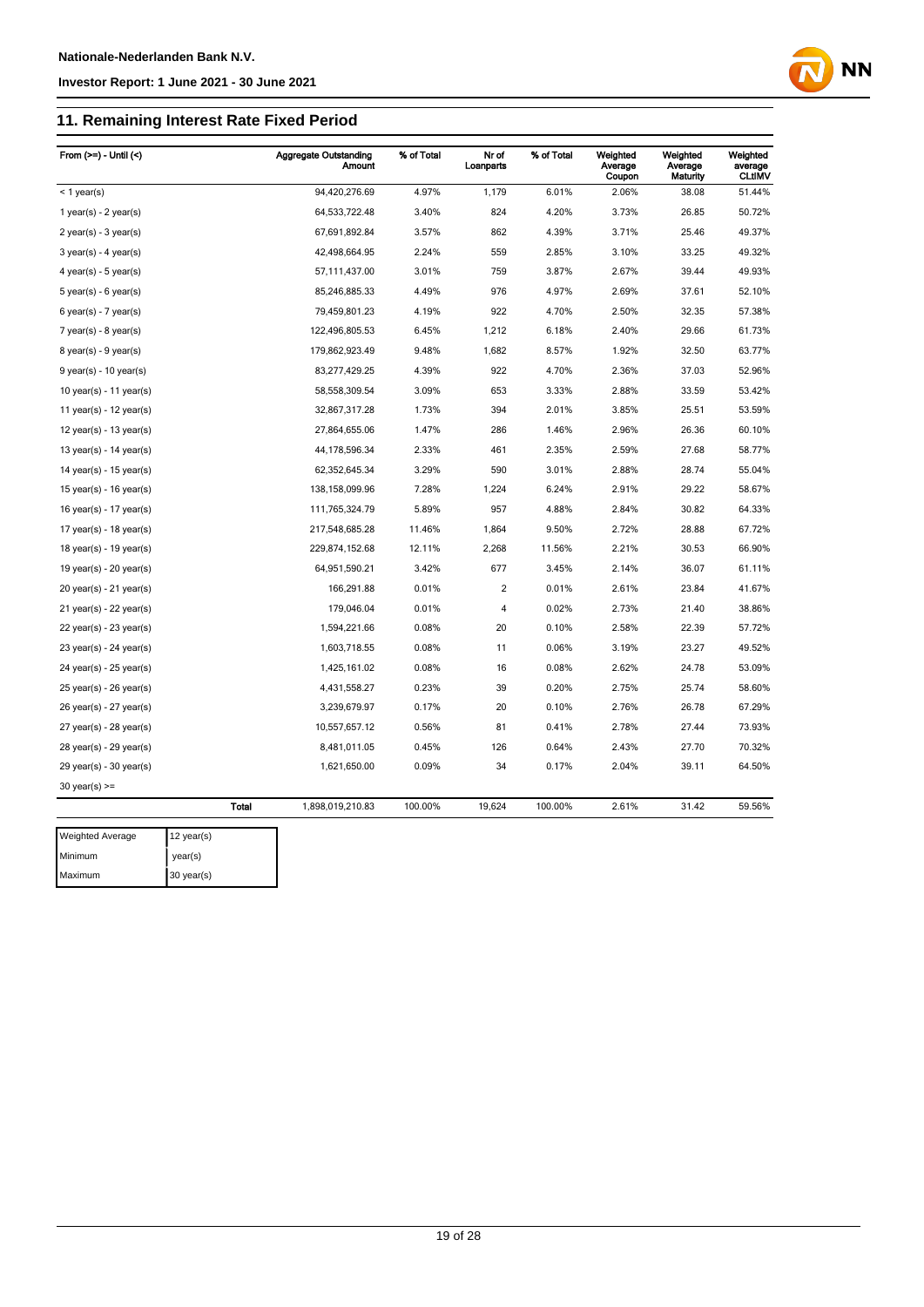## 11. Remaining Interest Rate Fixed Period

| From (>=) - Until (<) | Aggregate Outstanding Amount | % of Total | Nr of Loanparts | % of Total | Weighted Average Coupon | Weighted Average Maturity | Weighted average CLtIMV |
|---|---|---|---|---|---|---|---|
| < 1 year(s) | 94,420,276.69 | 4.97% | 1,179 | 6.01% | 2.06% | 38.08 | 51.44% |
| 1 year(s) - 2 year(s) | 64,533,722.48 | 3.40% | 824 | 4.20% | 3.73% | 26.85 | 50.72% |
| 2 year(s) - 3 year(s) | 67,691,892.84 | 3.57% | 862 | 4.39% | 3.71% | 25.46 | 49.37% |
| 3 year(s) - 4 year(s) | 42,498,664.95 | 2.24% | 559 | 2.85% | 3.10% | 33.25 | 49.32% |
| 4 year(s) - 5 year(s) | 57,111,437.00 | 3.01% | 759 | 3.87% | 2.67% | 39.44 | 49.93% |
| 5 year(s) - 6 year(s) | 85,246,885.33 | 4.49% | 976 | 4.97% | 2.69% | 37.61 | 52.10% |
| 6 year(s) - 7 year(s) | 79,459,801.23 | 4.19% | 922 | 4.70% | 2.50% | 32.35 | 57.38% |
| 7 year(s) - 8 year(s) | 122,496,805.53 | 6.45% | 1,212 | 6.18% | 2.40% | 29.66 | 61.73% |
| 8 year(s) - 9 year(s) | 179,862,923.49 | 9.48% | 1,682 | 8.57% | 1.92% | 32.50 | 63.77% |
| 9 year(s) - 10 year(s) | 83,277,429.25 | 4.39% | 922 | 4.70% | 2.36% | 37.03 | 52.96% |
| 10 year(s) - 11 year(s) | 58,558,309.54 | 3.09% | 653 | 3.33% | 2.88% | 33.59 | 53.42% |
| 11 year(s) - 12 year(s) | 32,867,317.28 | 1.73% | 394 | 2.01% | 3.85% | 25.51 | 53.59% |
| 12 year(s) - 13 year(s) | 27,864,655.06 | 1.47% | 286 | 1.46% | 2.96% | 26.36 | 60.10% |
| 13 year(s) - 14 year(s) | 44,178,596.34 | 2.33% | 461 | 2.35% | 2.59% | 27.68 | 58.77% |
| 14 year(s) - 15 year(s) | 62,352,645.34 | 3.29% | 590 | 3.01% | 2.88% | 28.74 | 55.04% |
| 15 year(s) - 16 year(s) | 138,158,099.96 | 7.28% | 1,224 | 6.24% | 2.91% | 29.22 | 58.67% |
| 16 year(s) - 17 year(s) | 111,765,324.79 | 5.89% | 957 | 4.88% | 2.84% | 30.82 | 64.33% |
| 17 year(s) - 18 year(s) | 217,548,685.28 | 11.46% | 1,864 | 9.50% | 2.72% | 28.88 | 67.72% |
| 18 year(s) - 19 year(s) | 229,874,152.68 | 12.11% | 2,268 | 11.56% | 2.21% | 30.53 | 66.90% |
| 19 year(s) - 20 year(s) | 64,951,590.21 | 3.42% | 677 | 3.45% | 2.14% | 36.07 | 61.11% |
| 20 year(s) - 21 year(s) | 166,291.88 | 0.01% | 2 | 0.01% | 2.61% | 23.84 | 41.67% |
| 21 year(s) - 22 year(s) | 179,046.04 | 0.01% | 4 | 0.02% | 2.73% | 21.40 | 38.86% |
| 22 year(s) - 23 year(s) | 1,594,221.66 | 0.08% | 20 | 0.10% | 2.58% | 22.39 | 57.72% |
| 23 year(s) - 24 year(s) | 1,603,718.55 | 0.08% | 11 | 0.06% | 3.19% | 23.27 | 49.52% |
| 24 year(s) - 25 year(s) | 1,425,161.02 | 0.08% | 16 | 0.08% | 2.62% | 24.78 | 53.09% |
| 25 year(s) - 26 year(s) | 4,431,558.27 | 0.23% | 39 | 0.20% | 2.75% | 25.74 | 58.60% |
| 26 year(s) - 27 year(s) | 3,239,679.97 | 0.17% | 20 | 0.10% | 2.76% | 26.78 | 67.29% |
| 27 year(s) - 28 year(s) | 10,557,657.12 | 0.56% | 81 | 0.41% | 2.78% | 27.44 | 73.93% |
| 28 year(s) - 29 year(s) | 8,481,011.05 | 0.45% | 126 | 0.64% | 2.43% | 27.70 | 70.32% |
| 29 year(s) - 30 year(s) | 1,621,650.00 | 0.09% | 34 | 0.17% | 2.04% | 39.11 | 64.50% |
| 30 year(s) >= | | | | | | | |
| **Total** | 1,898,019,210.83 | 100.00% | 19,624 | 100.00% | 2.61% | 31.42 | 59.56% |

| | |
|---|---|
| Weighted Average | 12 year(s) |
| Minimum | year(s) |
| Maximum | 30 year(s) |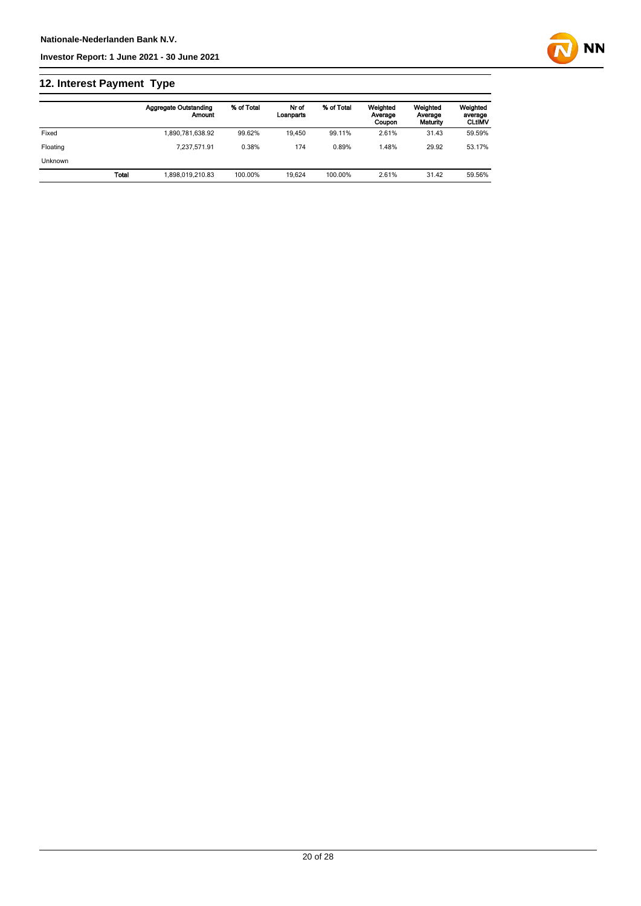## 12. Interest Payment Type

| | | Aggregate Outstanding Amount | % of Total | Nr of Loanparts | % of Total | Weighted Average Coupon | Weighted Average Maturity | Weighted average CLtIMV |
|---|---|---|---|---|---|---|---|---|
| Fixed | | 1,890,781,638.92 | 99.62% | 19,450 | 99.11% | 2.61% | 31.43 | 59.59% |
| Floating | | 7,237,571.91 | 0.38% | 174 | 0.89% | 1.48% | 29.92 | 53.17% |
| Unknown | | | | | | | | |
| | **Total** | 1,898,019,210.83 | 100.00% | 19,624 | 100.00% | 2.61% | 31.42 | 59.56% |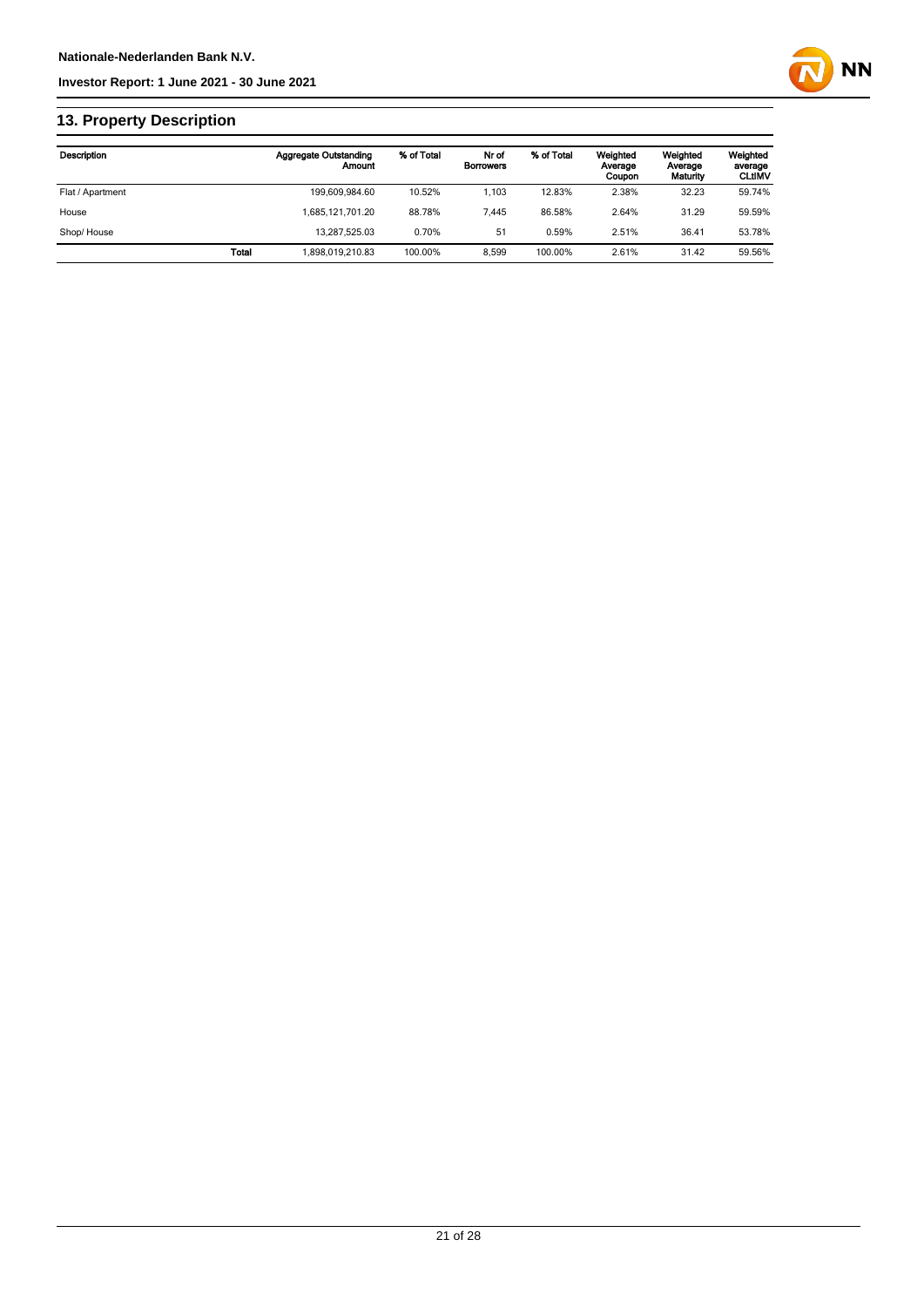## 13. Property Description

| Description | | Aggregate Outstanding Amount | % of Total | Nr of Borrowers | % of Total | Weighted Average Coupon | Weighted Average Maturity | Weighted average CLtIMV |
|---|---|---|---|---|---|---|---|---|
| Flat / Apartment | | 199,609,984.60 | 10.52% | 1,103 | 12.83% | 2.38% | 32.23 | 59.74% |
| House | | 1,685,121,701.20 | 88.78% | 7,445 | 86.58% | 2.64% | 31.29 | 59.59% |
| Shop/ House | | 13,287,525.03 | 0.70% | 51 | 0.59% | 2.51% | 36.41 | 53.78% |
| | Total | 1,898,019,210.83 | 100.00% | 8,599 | 100.00% | 2.61% | 31.42 | 59.56% |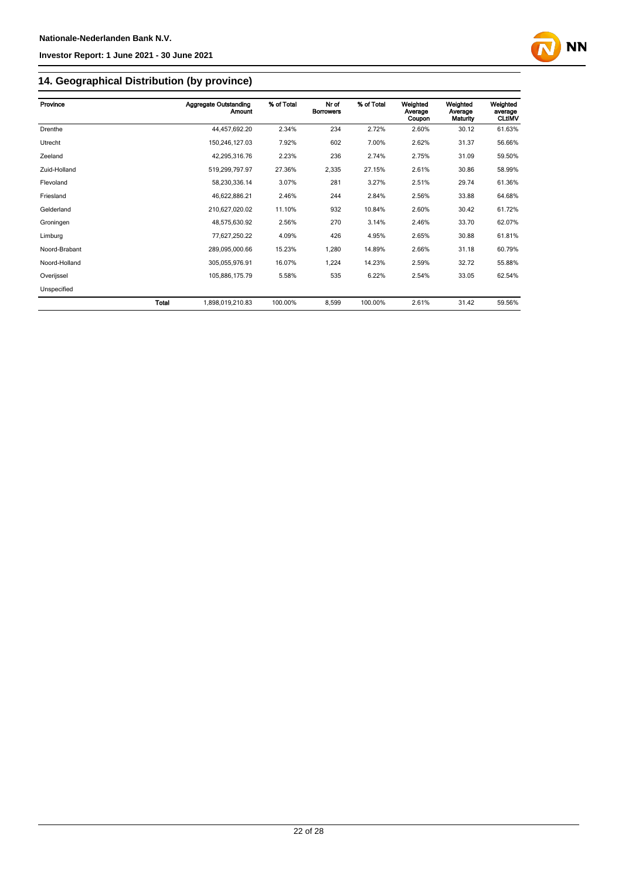## 14. Geographical Distribution (by province)

| Province | | Aggregate Outstanding Amount | % of Total | Nr of Borrowers | % of Total | Weighted Average Coupon | Weighted Average Maturity | Weighted average CLtIMV |
|---|---|---|---|---|---|---|---|---|
| Drenthe | | 44,457,692.20 | 2.34% | 234 | 2.72% | 2.60% | 30.12 | 61.63% |
| Utrecht | | 150,246,127.03 | 7.92% | 602 | 7.00% | 2.62% | 31.37 | 56.66% |
| Zeeland | | 42,295,316.76 | 2.23% | 236 | 2.74% | 2.75% | 31.09 | 59.50% |
| Zuid-Holland | | 519,299,797.97 | 27.36% | 2,335 | 27.15% | 2.61% | 30.86 | 58.99% |
| Flevoland | | 58,230,336.14 | 3.07% | 281 | 3.27% | 2.51% | 29.74 | 61.36% |
| Friesland | | 46,622,886.21 | 2.46% | 244 | 2.84% | 2.56% | 33.88 | 64.68% |
| Gelderland | | 210,627,020.02 | 11.10% | 932 | 10.84% | 2.60% | 30.42 | 61.72% |
| Groningen | | 48,575,630.92 | 2.56% | 270 | 3.14% | 2.46% | 33.70 | 62.07% |
| Limburg | | 77,627,250.22 | 4.09% | 426 | 4.95% | 2.65% | 30.88 | 61.81% |
| Noord-Brabant | | 289,095,000.66 | 15.23% | 1,280 | 14.89% | 2.66% | 31.18 | 60.79% |
| Noord-Holland | | 305,055,976.91 | 16.07% | 1,224 | 14.23% | 2.59% | 32.72 | 55.88% |
| Overijssel | | 105,886,175.79 | 5.58% | 535 | 6.22% | 2.54% | 33.05 | 62.54% |
| Unspecified | | | | | | | | |
| | **Total** | 1,898,019,210.83 | 100.00% | 8,599 | 100.00% | 2.61% | 31.42 | 59.56% |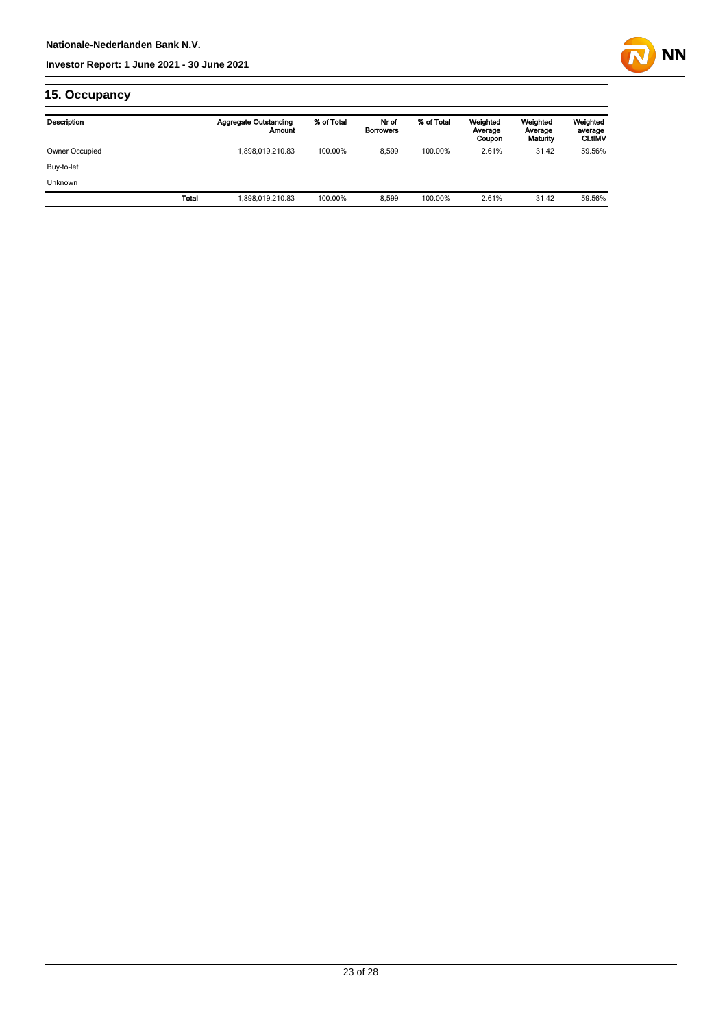## 15. Occupancy

| Description | | Aggregate Outstanding Amount | % of Total | Nr of Borrowers | % of Total | Weighted Average Coupon | Weighted Average Maturity | Weighted average CLtIMV |
|---|---|---|---|---|---|---|---|---|
| Owner Occupied | | 1,898,019,210.83 | 100.00% | 8,599 | 100.00% | 2.61% | 31.42 | 59.56% |
| Buy-to-let | | | | | | | | |
| Unknown | | | | | | | | |
| | Total | 1,898,019,210.83 | 100.00% | 8,599 | 100.00% | 2.61% | 31.42 | 59.56% |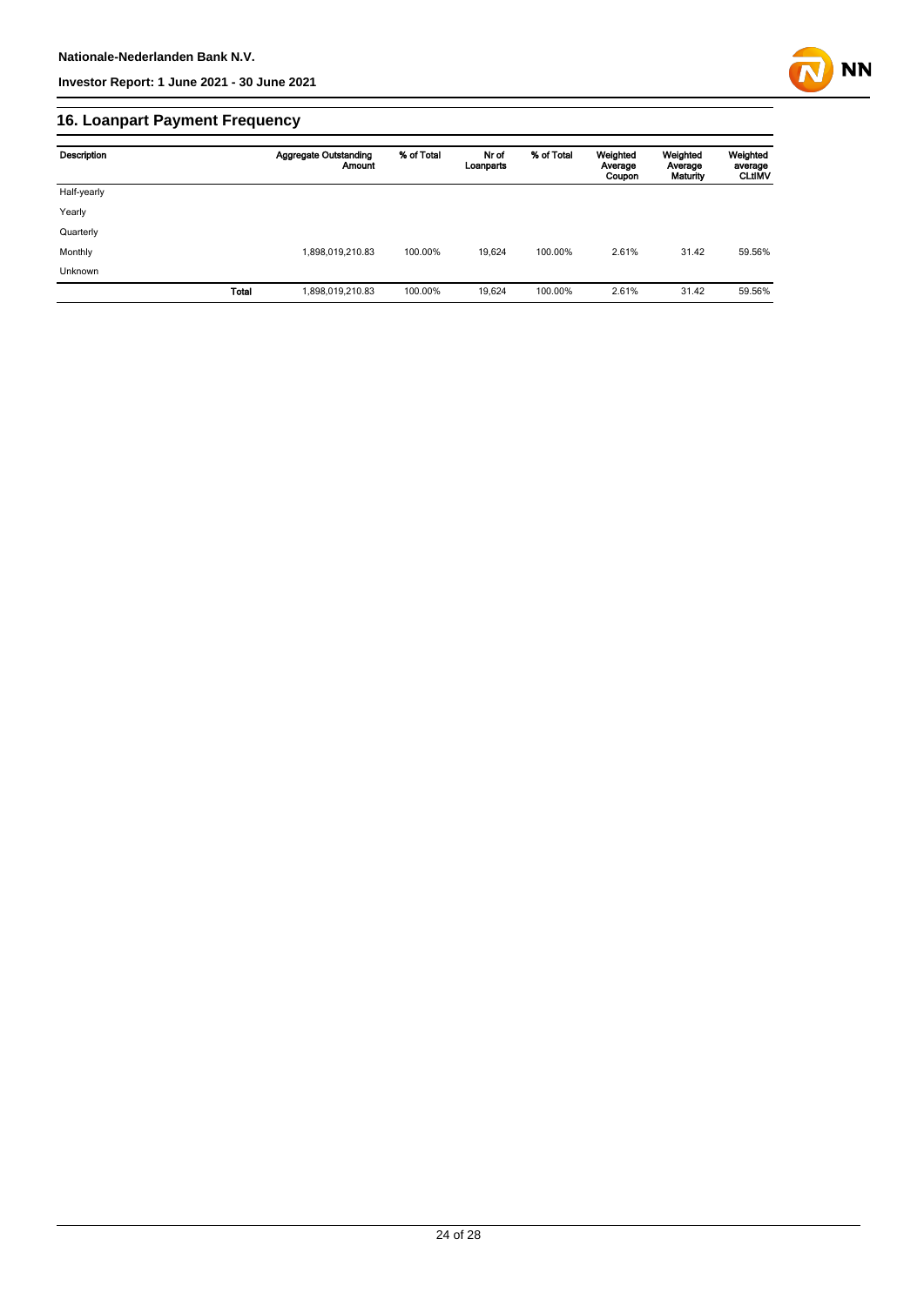## 16. Loanpart Payment Frequency

| Description | | Aggregate Outstanding Amount | % of Total | Nr of Loanparts | % of Total | Weighted Average Coupon | Weighted Average Maturity | Weighted average CLtIMV |
|---|---|---|---|---|---|---|---|---|
| Half-yearly | | | | | | | | |
| Yearly | | | | | | | | |
| Quarterly | | | | | | | | |
| Monthly | | 1,898,019,210.83 | 100.00% | 19,624 | 100.00% | 2.61% | 31.42 | 59.56% |
| Unknown | | | | | | | | |
| | **Total** | 1,898,019,210.83 | 100.00% | 19,624 | 100.00% | 2.61% | 31.42 | 59.56% |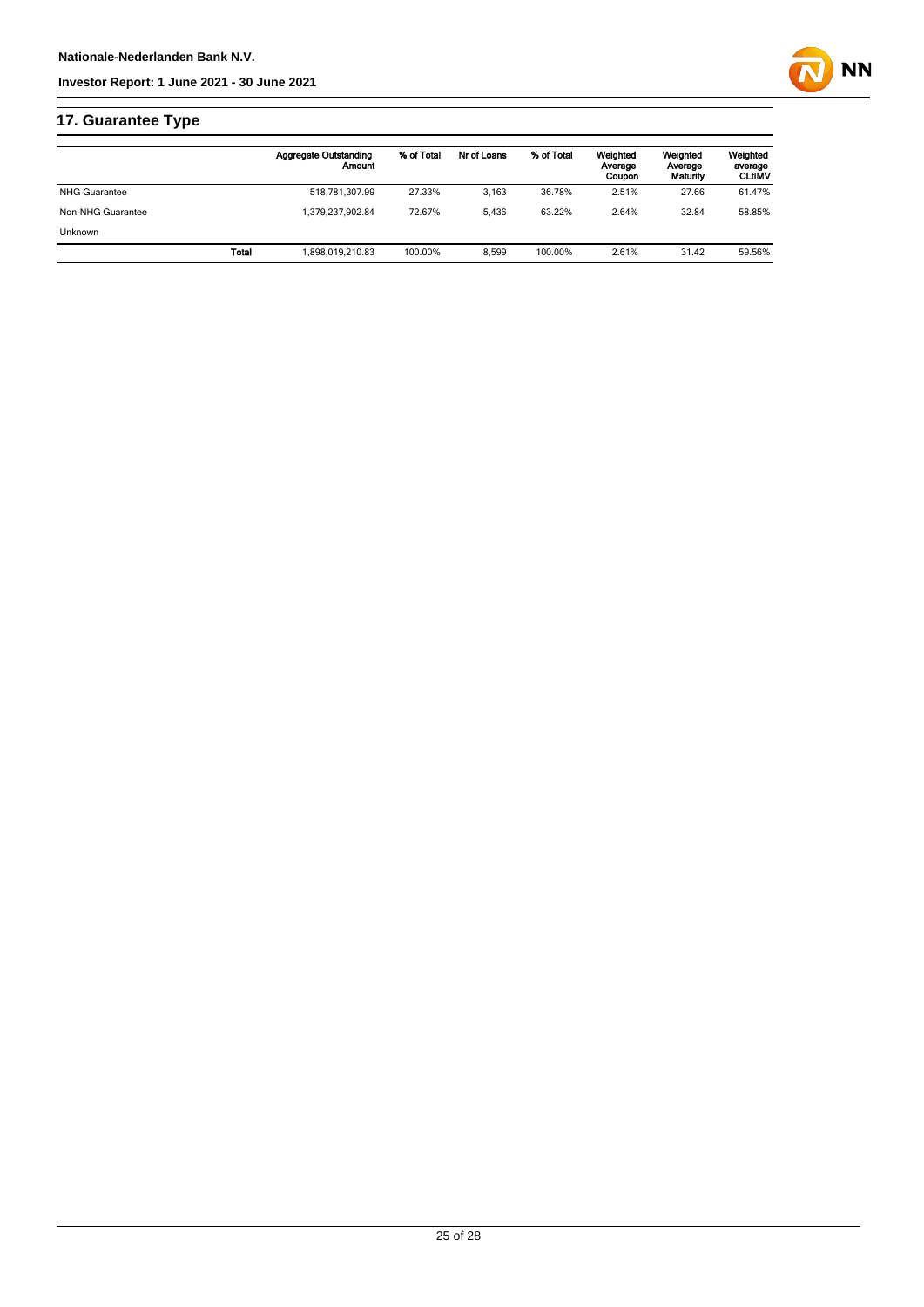## 17. Guarantee Type

| | Aggregate Outstanding Amount | % of Total | Nr of Loans | % of Total | Weighted Average Coupon | Weighted Average Maturity | Weighted average CLtIMV |
|---|---|---|---|---|---|---|---|
| NHG Guarantee | 518,781,307.99 | 27.33% | 3,163 | 36.78% | 2.51% | 27.66 | 61.47% |
| Non-NHG Guarantee | 1,379,237,902.84 | 72.67% | 5,436 | 63.22% | 2.64% | 32.84 | 58.85% |
| Unknown | | | | | | | |
| **Total** | 1,898,019,210.83 | 100.00% | 8,599 | 100.00% | 2.61% | 31.42 | 59.56% |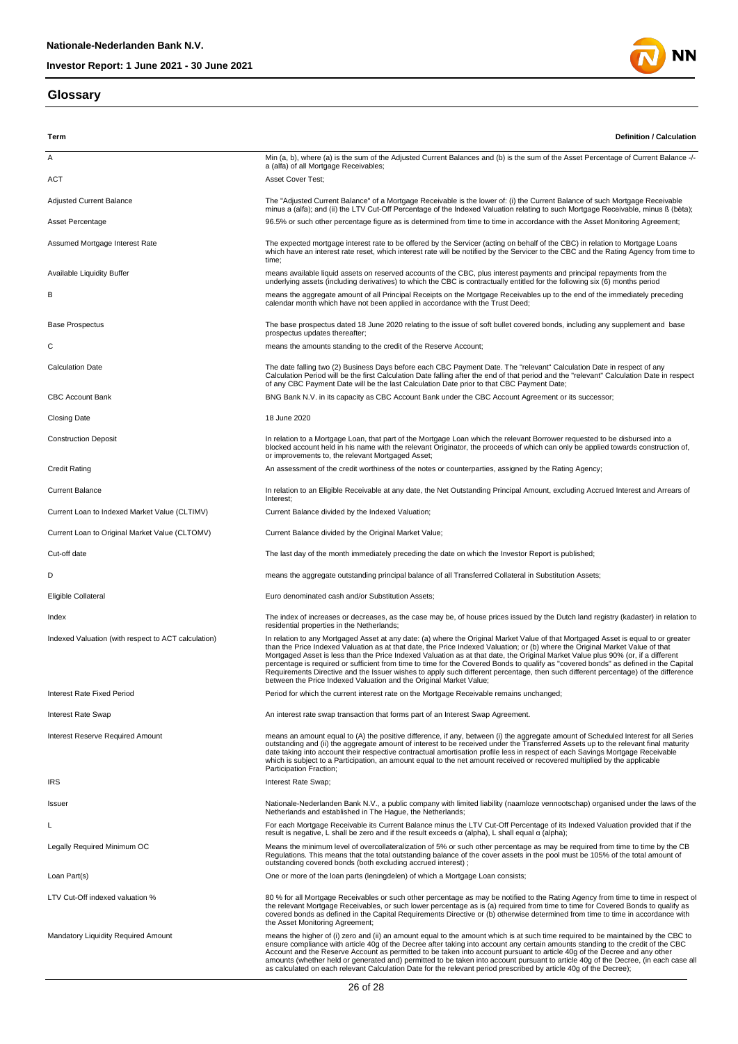## Glossary

| Term | Definition / Calculation |
|---|---|
| A | Min (a, b), where (a) is the sum of the Adjusted Current Balances and (b) is the sum of the Asset Percentage of Current Balance -/- a (alfa) of all Mortgage Receivables; |
| ACT | Asset Cover Test; |
| Adjusted Current Balance | The "Adjusted Current Balance" of a Mortgage Receivable is the lower of: (i) the Current Balance of such Mortgage Receivable minus a (alfa); and (ii) the LTV Cut-Off Percentage of the Indexed Valuation relating to such Mortgage Receivable, minus ß (bèta); |
| Asset Percentage | 96.5% or such other percentage figure as is determined from time to time in accordance with the Asset Monitoring Agreement; |
| Assumed Mortgage Interest Rate | The expected mortgage interest rate to be offered by the Servicer (acting on behalf of the CBC) in relation to Mortgage Loans which have an interest rate reset, which interest rate will be notified by the Servicer to the CBC and the Rating Agency from time to time; |
| Available Liquidity Buffer | means available liquid assets on reserved accounts of the CBC, plus interest payments and principal repayments from the underlying assets (including derivatives) to which the CBC is contractually entitled for the following six (6) months period |
| B | means the aggregate amount of all Principal Receipts on the Mortgage Receivables up to the end of the immediately preceding calendar month which have not been applied in accordance with the Trust Deed; |
| Base Prospectus | The base prospectus dated 18 June 2020 relating to the issue of soft bullet covered bonds, including any supplement and base prospectus updates thereafter; |
| C | means the amounts standing to the credit of the Reserve Account; |
| Calculation Date | The date falling two (2) Business Days before each CBC Payment Date. The "relevant" Calculation Date in respect of any Calculation Period will be the first Calculation Date falling after the end of that period and the "relevant" Calculation Date in respect of any CBC Payment Date will be the last Calculation Date prior to that CBC Payment Date; |
| CBC Account Bank | BNG Bank N.V. in its capacity as CBC Account Bank under the CBC Account Agreement or its successor; |
| Closing Date | 18 June 2020 |
| Construction Deposit | In relation to a Mortgage Loan, that part of the Mortgage Loan which the relevant Borrower requested to be disbursed into a blocked account held in his name with the relevant Originator, the proceeds of which can only be applied towards construction of, or improvements to, the relevant Mortgaged Asset; |
| Credit Rating | An assessment of the credit worthiness of the notes or counterparties, assigned by the Rating Agency; |
| Current Balance | In relation to an Eligible Receivable at any date, the Net Outstanding Principal Amount, excluding Accrued Interest and Arrears of Interest; |
| Current Loan to Indexed Market Value (CLTIMV) | Current Balance divided by the Indexed Valuation; |
| Current Loan to Original Market Value (CLTOMV) | Current Balance divided by the Original Market Value; |
| Cut-off date | The last day of the month immediately preceding the date on which the Investor Report is published; |
| D | means the aggregate outstanding principal balance of all Transferred Collateral in Substitution Assets; |
| Eligible Collateral | Euro denominated cash and/or Substitution Assets; |
| Index | The index of increases or decreases, as the case may be, of house prices issued by the Dutch land registry (kadaster) in relation to residential properties in the Netherlands; |
| Indexed Valuation (with respect to ACT calculation) | In relation to any Mortgaged Asset at any date: (a) where the Original Market Value of that Mortgaged Asset is equal to or greater than the Price Indexed Valuation as at that date, the Price Indexed Valuation; or (b) where the Original Market Value of that Mortgaged Asset is less than the Price Indexed Valuation as at that date, the Original Market Value plus 90% (or, if a different percentage is required or sufficient from time to time for the Covered Bonds to qualify as "covered bonds" as defined in the Capital Requirements Directive and the Issuer wishes to apply such different percentage, then such different percentage) of the difference between the Price Indexed Valuation and the Original Market Value; |
| Interest Rate Fixed Period | Period for which the current interest rate on the Mortgage Receivable remains unchanged; |
| Interest Rate Swap | An interest rate swap transaction that forms part of an Interest Swap Agreement. |
| Interest Reserve Required Amount | means an amount equal to (A) the positive difference, if any, between (i) the aggregate amount of Scheduled Interest for all Series outstanding and (ii) the aggregate amount of interest to be received under the Transferred Assets up to the relevant final maturity date taking into account their respective contractual amortisation profile less in respect of each Savings Mortgage Receivable which is subject to a Participation, an amount equal to the net amount received or recovered multiplied by the applicable Participation Fraction; |
| IRS | Interest Rate Swap; |
| Issuer | Nationale-Nederlanden Bank N.V., a public company with limited liability (naamloze vennootschap) organised under the laws of the Netherlands and established in The Hague, the Netherlands; |
| L | For each Mortgage Receivable its Current Balance minus the LTV Cut-Off Percentage of its Indexed Valuation provided that if the result is negative, L shall be zero and if the result exceeds α (alpha), L shall equal α (alpha); |
| Legally Required Minimum OC | Means the minimum level of overcollateralization of 5% or such other percentage as may be required from time to time by the CB Regulations. This means that the total outstanding balance of the cover assets in the pool must be 105% of the total amount of outstanding covered bonds (both excluding accrued interest) ; |
| Loan Part(s) | One or more of the loan parts (leningdelen) of which a Mortgage Loan consists; |
| LTV Cut-Off indexed valuation % | 80 % for all Mortgage Receivables or such other percentage as may be notified to the Rating Agency from time to time in respect of the relevant Mortgage Receivables, or such lower percentage as is (a) required from time to time for Covered Bonds to qualify as covered bonds as defined in the Capital Requirements Directive or (b) otherwise determined from time to time in accordance with the Asset Monitoring Agreement; |
| Mandatory Liquidity Required Amount | means the higher of (i) zero and (ii) an amount equal to the amount which is at such time required to be maintained by the CBC to ensure compliance with article 40g of the Decree after taking into account any certain amounts standing to the credit of the CBC Account and the Reserve Account as permitted to be taken into account pursuant to article 40g of the Decree and any other amounts (whether held or generated and) permitted to be taken into account pursuant to article 40g of the Decree, (in each case all as calculated on each relevant Calculation Date for the relevant period prescribed by article 40g of the Decree); |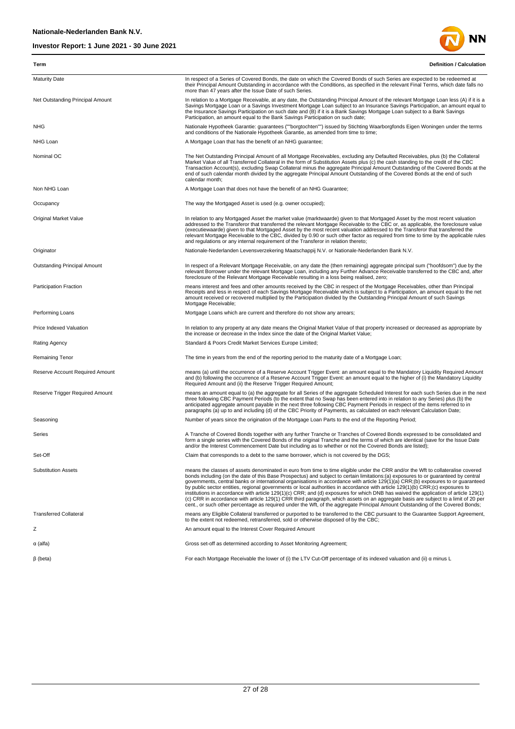| Term | Definition / Calculation |
|---|---|
| Maturity Date | In respect of a Series of Covered Bonds, the date on which the Covered Bonds of such Series are expected to be redeemed at their Principal Amount Outstanding in accordance with the Conditions, as specified in the relevant Final Terms, which date falls no more than 47 years after the Issue Date of such Series. |
| Net Outstanding Principal Amount | In relation to a Mortgage Receivable, at any date, the Outstanding Principal Amount of the relevant Mortgage Loan less (A) if it is a Savings Mortgage Loan or a Savings Investment Mortgage Loan subject to an Insurance Savings Participation, an amount equal to the Insurance Savings Participation on such date and (B) if it is a Bank Savings Mortgage Loan subject to a Bank Savings Participation, an amount equal to the Bank Savings Participation on such date; |
| NHG | Nationale Hypotheek Garantie: guarantees (""borgtochten"") issued by Stichting Waarborgfonds Eigen Woningen under the terms and conditions of the Nationale Hypotheek Garantie, as amended from time to time; |
| NHG Loan | A Mortgage Loan that has the benefit of an NHG guarantee; |
| Nominal OC | The Net Outstanding Principal Amount of all Mortgage Receivables, excluding any Defaulted Receivables, plus (b) the Collateral Market Value of all Transferred Collateral in the form of Substitution Assets plus (c) the cash standing to the credit of the CBC Transaction Account(s), excluding Swap Collateral minus the aggregate Principal Amount Outstanding of the Covered Bonds at the end of such calendar month divided by the aggregate Principal Amount Outstanding of the Covered Bonds at the end of such calendar month; |
| Non NHG Loan | A Mortgage Loan that does not have the benefit of an NHG Guarantee; |
| Occupancy | The way the Mortgaged Asset is used (e.g. owner occupied); |
| Original Market Value | In relation to any Mortgaged Asset the market value (marktwaarde) given to that Mortgaged Asset by the most recent valuation addressed to the Transferor that transferred the relevant Mortgage Receivable to the CBC or, as applicable, the foreclosure value (executiewaarde) given to that Mortgaged Asset by the most recent valuation addressed to the Transferor that transferred the relevant Mortgage Receivable to the CBC, divided by 0.90 or such other factor as required from time to time by the applicable rules and regulations or any internal requirement of the Transferor in relation thereto; |
| Originator | Nationale-Nederlanden Levensverzekering Maatschappij N.V. or Nationale-Nederlanden Bank N.V. |
| Outstanding Principal Amount | In respect of a Relevant Mortgage Receivable, on any date the (then remaining) aggregate principal sum ("hoofdsom") due by the relevant Borrower under the relevant Mortgage Loan, including any Further Advance Receivable transferred to the CBC and, after foreclosure of the Relevant Mortgage Receivable resulting in a loss being realised, zero; |
| Participation Fraction | means interest and fees and other amounts received by the CBC in respect of the Mortgage Receivables, other than Principal Receipts and less in respect of each Savings Mortgage Receivable which is subject to a Participation, an amount equal to the net amount received or recovered multiplied by the Participation divided by the Outstanding Principal Amount of such Savings Mortgage Receivable; |
| Performing Loans | Mortgage Loans which are current and therefore do not show any arrears; |
| Price Indexed Valuation | In relation to any property at any date means the Original Market Value of that property increased or decreased as appropriate by the increase or decrease in the Index since the date of the Original Market Value; |
| Rating Agency | Standard & Poors Credit Market Services Europe Limited; |
| Remaining Tenor | The time in years from the end of the reporting period to the maturity date of a Mortgage Loan; |
| Reserve Account Required Amount | means (a) until the occurrence of a Reserve Account Trigger Event: an amount equal to the Mandatory Liquidity Required Amount and (b) following the occurrence of a Reserve Account Trigger Event: an amount equal to the higher of (i) the Mandatory Liquidity Required Amount and (ii) the Reserve Trigger Required Amount; |
| Reserve Trigger Required Amount | means an amount equal to (a) the aggregate for all Series of the aggregate Scheduled Interest for each such Series due in the next three following CBC Payment Periods (to the extent that no Swap has been entered into in relation to any Series) plus (b) the anticipated aggregate amount payable in the next three following CBC Payment Periods in respect of the items referred to in paragraphs (a) up to and including (d) of the CBC Priority of Payments, as calculated on each relevant Calculation Date; |
| Seasoning | Number of years since the origination of the Mortgage Loan Parts to the end of the Reporting Period; |
| Series | A Tranche of Covered Bonds together with any further Tranche or Tranches of Covered Bonds expressed to be consolidated and form a single series with the Covered Bonds of the original Tranche and the terms of which are identical (save for the Issue Date and/or the Interest Commencement Date but including as to whether or not the Covered Bonds are listed); |
| Set-Off | Claim that corresponds to a debt to the same borrower, which is not covered by the DGS; |
| Substitution Assets | means the classes of assets denominated in euro from time to time eligible under the CRR and/or the Wft to collateralise covered bonds including (on the date of this Base Prospectus) and subject to certain limitations:(a) exposures to or guaranteed by central governments, central banks or international organisations in accordance with article 129(1)(a) CRR;(b) exposures to or guaranteed by public sector entities, regional governments or local authorities in accordance with article 129(1)(b) CRR;(c) exposures to institutions in accordance with article 129(1)(c) CRR; and (d) exposures for which DNB has waived the application of article 129(1)(c) CRR in accordance with article 129(1) CRR third paragraph, which assets on an aggregate basis are subject to a limit of 20 per cent., or such other percentage as required under the Wft, of the aggregate Principal Amount Outstanding of the Covered Bonds; |
| Transferred Collateral | means any Eligible Collateral transferred or purported to be transferred to the CBC pursuant to the Guarantee Support Agreement, to the extent not redeemed, retransferred, sold or otherwise disposed of by the CBC; |
| Z | An amount equal to the Interest Cover Required Amount |
| α (alfa) | Gross set-off as determined according to Asset Monitoring Agreement; |
| β (beta) | For each Mortgage Receivable the lower of (i) the LTV Cut-Off percentage of its indexed valuation and (ii) α minus L |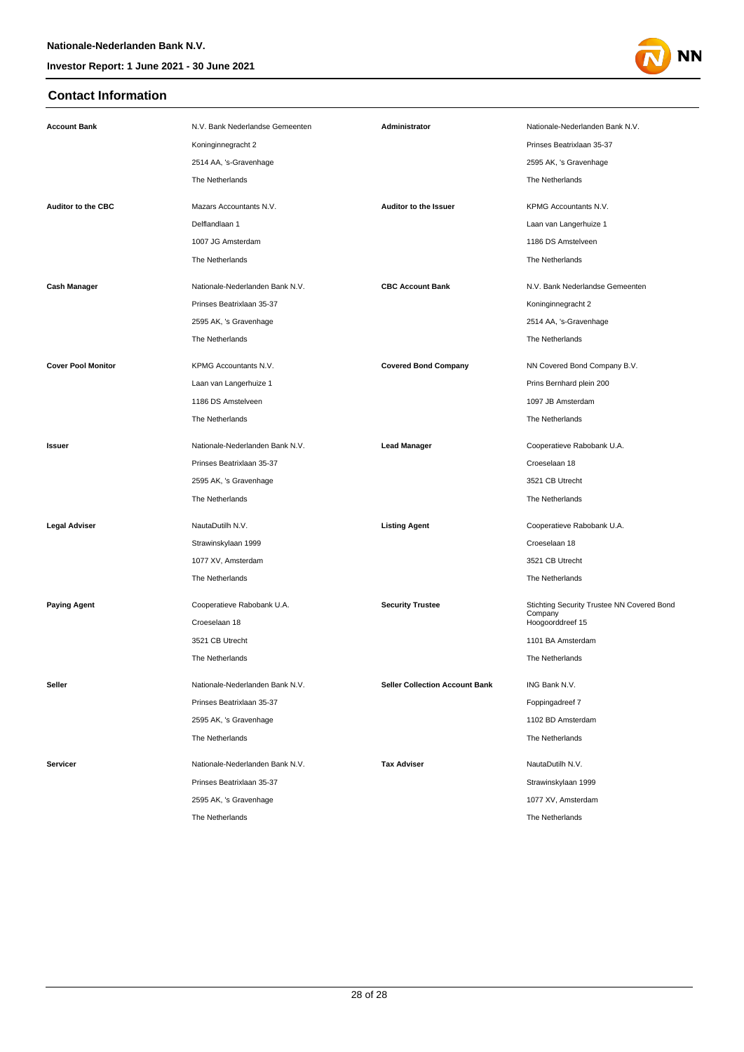## Contact Information

| | | | |
|---|---|---|---|
| **Account Bank** | N.V. Bank Nederlandse Gemeenten<br>Koninginnegracht 2<br>2514 AA, 's-Gravenhage<br>The Netherlands | **Administrator** | Nationale-Nederlanden Bank N.V.<br>Prinses Beatrixlaan 35-37<br>2595 AK, 's Gravenhage<br>The Netherlands |
| **Auditor to the CBC** | Mazars Accountants N.V.<br>Delflandlaan 1<br>1007 JG Amsterdam<br>The Netherlands | **Auditor to the Issuer** | KPMG Accountants N.V.<br>Laan van Langerhuize 1<br>1186 DS Amstelveen<br>The Netherlands |
| **Cash Manager** | Nationale-Nederlanden Bank N.V.<br>Prinses Beatrixlaan 35-37<br>2595 AK, 's Gravenhage<br>The Netherlands | **CBC Account Bank** | N.V. Bank Nederlandse Gemeenten<br>Koninginnegracht 2<br>2514 AA, 's-Gravenhage<br>The Netherlands |
| **Cover Pool Monitor** | KPMG Accountants N.V.<br>Laan van Langerhuize 1<br>1186 DS Amstelveen<br>The Netherlands | **Covered Bond Company** | NN Covered Bond Company B.V.<br>Prins Bernhard plein 200<br>1097 JB Amsterdam<br>The Netherlands |
| **Issuer** | Nationale-Nederlanden Bank N.V.<br>Prinses Beatrixlaan 35-37<br>2595 AK, 's Gravenhage<br>The Netherlands | **Lead Manager** | Cooperatieve Rabobank U.A.<br>Croeselaan 18<br>3521 CB Utrecht<br>The Netherlands |
| **Legal Adviser** | NautaDutilh N.V.<br>Strawinskylaan 1999<br>1077 XV, Amsterdam<br>The Netherlands | **Listing Agent** | Cooperatieve Rabobank U.A.<br>Croeselaan 18<br>3521 CB Utrecht<br>The Netherlands |
| **Paying Agent** | Cooperatieve Rabobank U.A.<br>Croeselaan 18<br>3521 CB Utrecht<br>The Netherlands | **Security Trustee** | Stichting Security Trustee NN Covered Bond Company<br>Hoogoorddreef 15<br>1101 BA Amsterdam<br>The Netherlands |
| **Seller** | Nationale-Nederlanden Bank N.V.<br>Prinses Beatrixlaan 35-37<br>2595 AK, 's Gravenhage<br>The Netherlands | **Seller Collection Account Bank** | ING Bank N.V.<br>Foppingadreef 7<br>1102 BD Amsterdam<br>The Netherlands |
| **Servicer** | Nationale-Nederlanden Bank N.V.<br>Prinses Beatrixlaan 35-37<br>2595 AK, 's Gravenhage<br>The Netherlands | **Tax Adviser** | NautaDutilh N.V.<br>Strawinskylaan 1999<br>1077 XV, Amsterdam<br>The Netherlands |